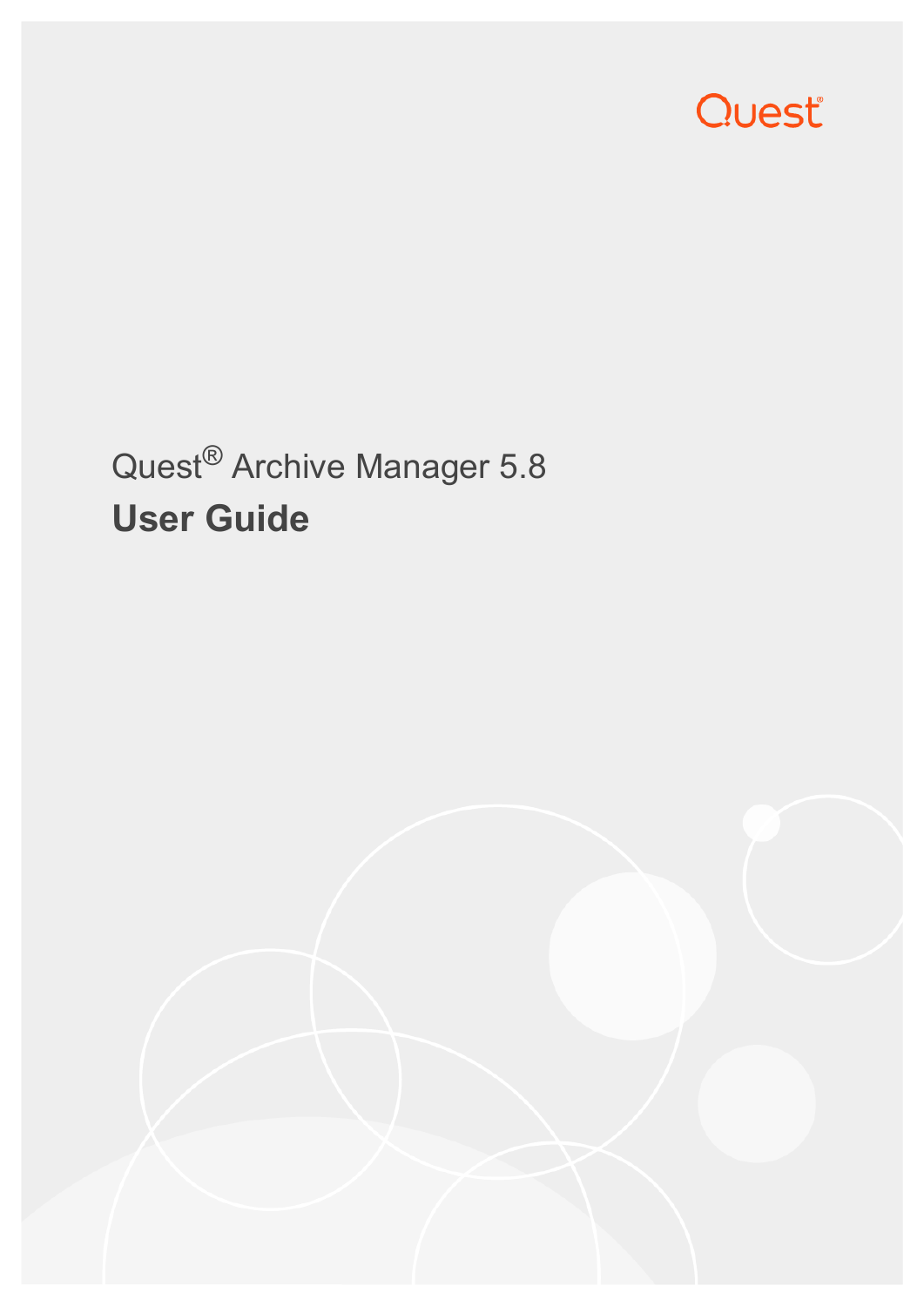Quest

# Quest® Archive Manager 5.8

## User Guide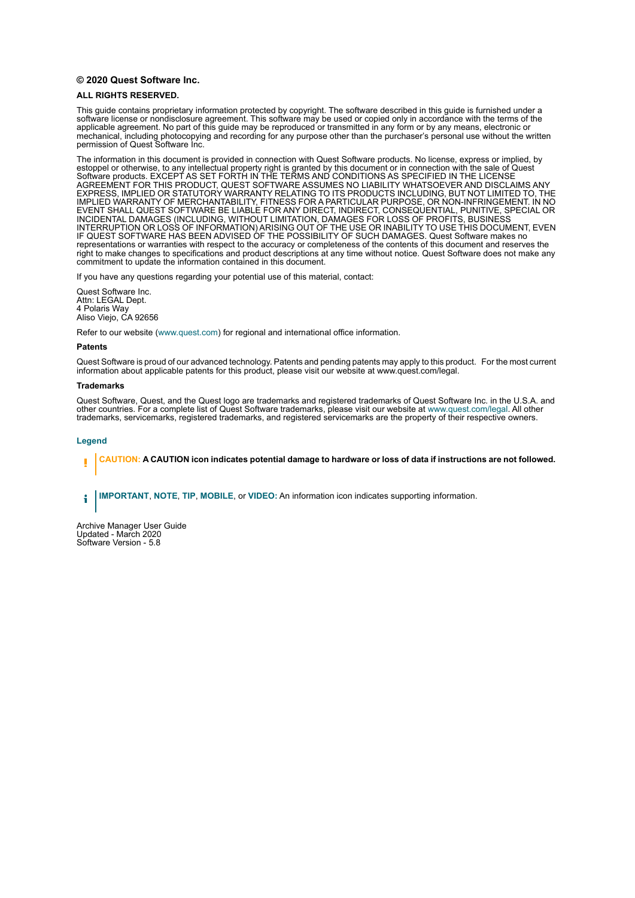**© 2020 Quest Software Inc.**

**ALL RIGHTS RESERVED.**

This guide contains proprietary information protected by copyright. The software described in this guide is furnished under a software license or nondisclosure agreement. This software may be used or copied only in accordance with the terms of the applicable agreement. No part of this guide may be reproduced or transmitted in any form or by any means, electronic or mechanical, including photocopying and recording for any purpose other than the purchaser's personal use without the written permission of Quest Software Inc.

The information in this document is provided in connection with Quest Software products. No license, express or implied, by estoppel or otherwise, to any intellectual property right is granted by this document or in connection with the sale of Quest Software products. EXCEPT AS SET FORTH IN THE TERMS AND CONDITIONS AS SPECIFIED IN THE LICENSE AGREEMENT FOR THIS PRODUCT, QUEST SOFTWARE ASSUMES NO LIABILITY WHATSOEVER AND DISCLAIMS ANY EXPRESS, IMPLIED OR STATUTORY WARRANTY RELATING TO ITS PRODUCTS INCLUDING, BUT NOT LIMITED TO, THE IMPLIED WARRANTY OF MERCHANTABILITY, FITNESS FOR A PARTICULAR PURPOSE, OR NON-INFRINGEMENT. IN NO EVENT SHALL QUEST SOFTWARE BE LIABLE FOR ANY DIRECT, INDIRECT, CONSEQUENTIAL, PUNITIVE, SPECIAL OR INCIDENTAL DAMAGES (INCLUDING, WITHOUT LIMITATION, DAMAGES FOR LOSS OF PROFITS, BUSINESS INTERRUPTION OR LOSS OF INFORMATION) ARISING OUT OF THE USE OR INABILITY TO USE THIS DOCUMENT, EVEN IF QUEST SOFTWARE HAS BEEN ADVISED OF THE POSSIBILITY OF SUCH DAMAGES. Quest Software makes no representations or warranties with respect to the accuracy or completeness of the contents of this document and reserves the right to make changes to specifications and product descriptions at any time without notice. Quest Software does not make any commitment to update the information contained in this document.

If you have any questions regarding your potential use of this material, contact:

Quest Software Inc.
Attn: LEGAL Dept.
4 Polaris Way
Aliso Viejo, CA 92656

Refer to our website (www.quest.com) for regional and international office information.

**Patents**

Quest Software is proud of our advanced technology. Patents and pending patents may apply to this product. For the most current information about applicable patents for this product, please visit our website at www.quest.com/legal.

**Trademarks**

Quest Software, Quest, and the Quest logo are trademarks and registered trademarks of Quest Software Inc. in the U.S.A. and other countries. For a complete list of Quest Software trademarks, please visit our website at www.quest.com/legal. All other trademarks, servicemarks, registered trademarks, and registered servicemarks are the property of their respective owners.

**Legend**

**CAUTION: A CAUTION icon indicates potential damage to hardware or loss of data if instructions are not followed.**

**IMPORTANT**, **NOTE**, **TIP**, **MOBILE**, or **VIDEO:** An information icon indicates supporting information.

Archive Manager User Guide
Updated - March 2020
Software Version - 5.8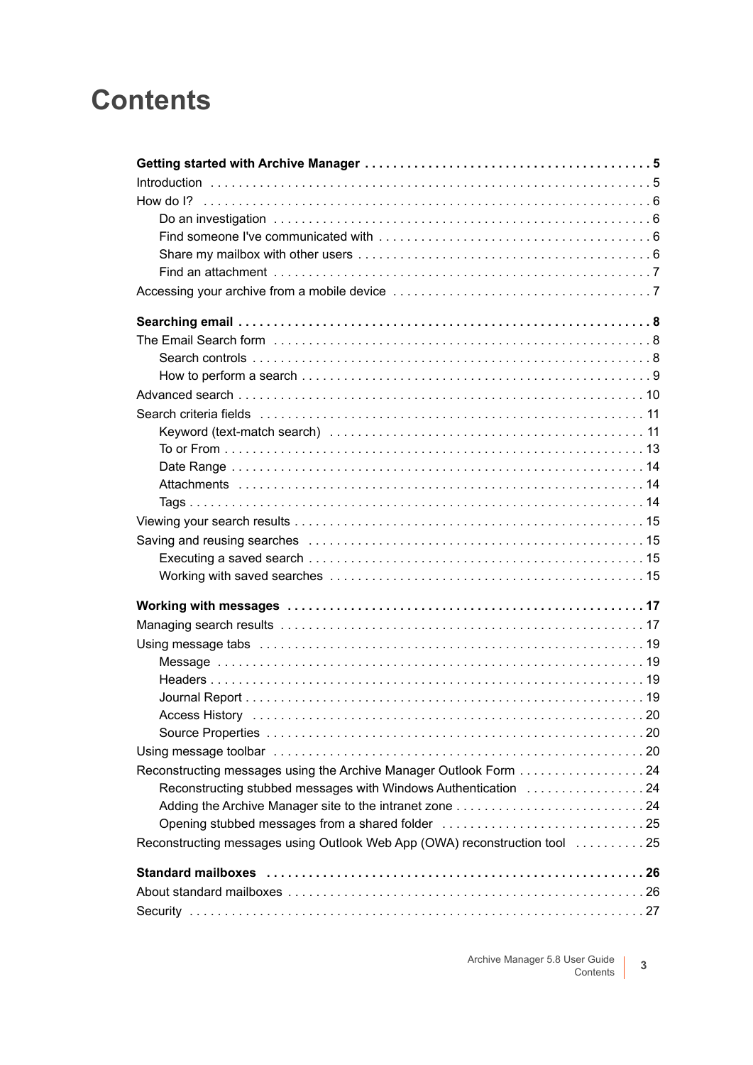# Contents

**Getting started with Archive Manager . . . 5**

Introduction . . . 5

How do I? . . . 6

- Do an investigation . . . 6
- Find someone I've communicated with . . . 6
- Share my mailbox with other users . . . 6
- Find an attachment . . . 7

Accessing your archive from a mobile device . . . 7

**Searching email . . . 8**

The Email Search form . . . 8

- Search controls . . . 8
- How to perform a search . . . 9

Advanced search . . . 10

Search criteria fields . . . 11

- Keyword (text-match search) . . . 11
- To or From . . . 13
- Date Range . . . 14
- Attachments . . . 14
- Tags . . . 14

Viewing your search results . . . 15

Saving and reusing searches . . . 15

- Executing a saved search . . . 15
- Working with saved searches . . . 15

**Working with messages . . . 17**

Managing search results . . . 17

Using message tabs . . . 19

- Message . . . 19
- Headers . . . 19
- Journal Report . . . 19
- Access History . . . 20
- Source Properties . . . 20

Using message toolbar . . . 20

Reconstructing messages using the Archive Manager Outlook Form . . . 24

- Reconstructing stubbed messages with Windows Authentication . . . 24
- Adding the Archive Manager site to the intranet zone . . . 24
- Opening stubbed messages from a shared folder . . . 25

Reconstructing messages using Outlook Web App (OWA) reconstruction tool . . . 25

**Standard mailboxes . . . 26**

About standard mailboxes . . . 26

Security . . . 27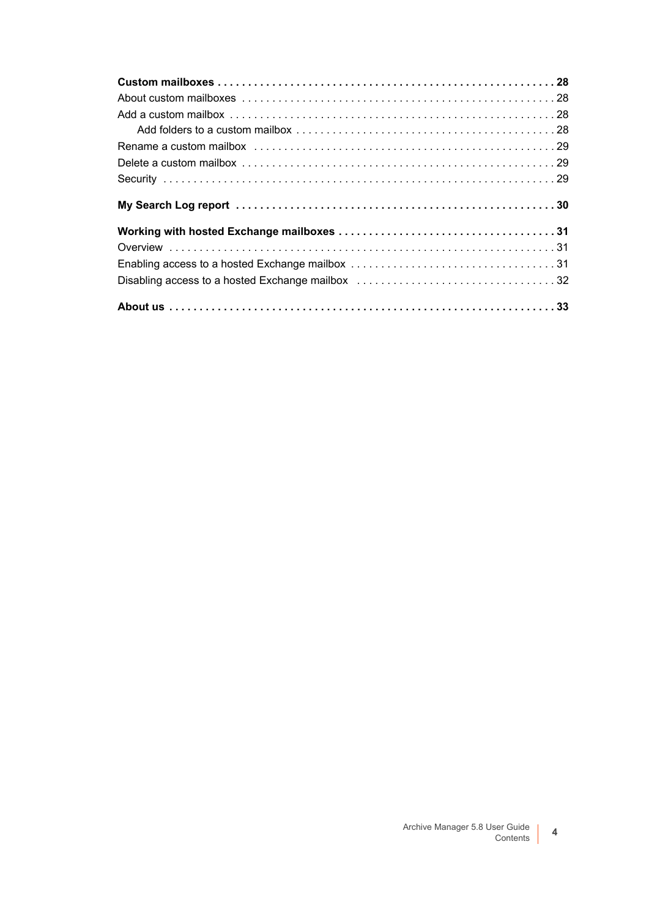**Custom mailboxes . . . . . . . . . . . . . . . . . . . . . . . . . . . . . . . . . . . . . . . . . . . . . . . . . . . . . . 28**

About custom mailboxes . . . . . . . . . . . . . . . . . . . . . . . . . . . . . . . . . . . . . . . . . . . . . . . . . . . 28

Add a custom mailbox . . . . . . . . . . . . . . . . . . . . . . . . . . . . . . . . . . . . . . . . . . . . . . . . . . . . 28

  Add folders to a custom mailbox . . . . . . . . . . . . . . . . . . . . . . . . . . . . . . . . . . . . . . . . . . 28

Rename a custom mailbox . . . . . . . . . . . . . . . . . . . . . . . . . . . . . . . . . . . . . . . . . . . . . . . . . 29

Delete a custom mailbox . . . . . . . . . . . . . . . . . . . . . . . . . . . . . . . . . . . . . . . . . . . . . . . . . . 29

Security . . . . . . . . . . . . . . . . . . . . . . . . . . . . . . . . . . . . . . . . . . . . . . . . . . . . . . . . . . . . . . . 29

**My Search Log report . . . . . . . . . . . . . . . . . . . . . . . . . . . . . . . . . . . . . . . . . . . . . . . . . . . . 30**

**Working with hosted Exchange mailboxes . . . . . . . . . . . . . . . . . . . . . . . . . . . . . . . . . . . 31**

Overview . . . . . . . . . . . . . . . . . . . . . . . . . . . . . . . . . . . . . . . . . . . . . . . . . . . . . . . . . . . . . . 31

Enabling access to a hosted Exchange mailbox . . . . . . . . . . . . . . . . . . . . . . . . . . . . . . . . . 31

Disabling access to a hosted Exchange mailbox . . . . . . . . . . . . . . . . . . . . . . . . . . . . . . . . 32

**About us . . . . . . . . . . . . . . . . . . . . . . . . . . . . . . . . . . . . . . . . . . . . . . . . . . . . . . . . . . . . . . 33**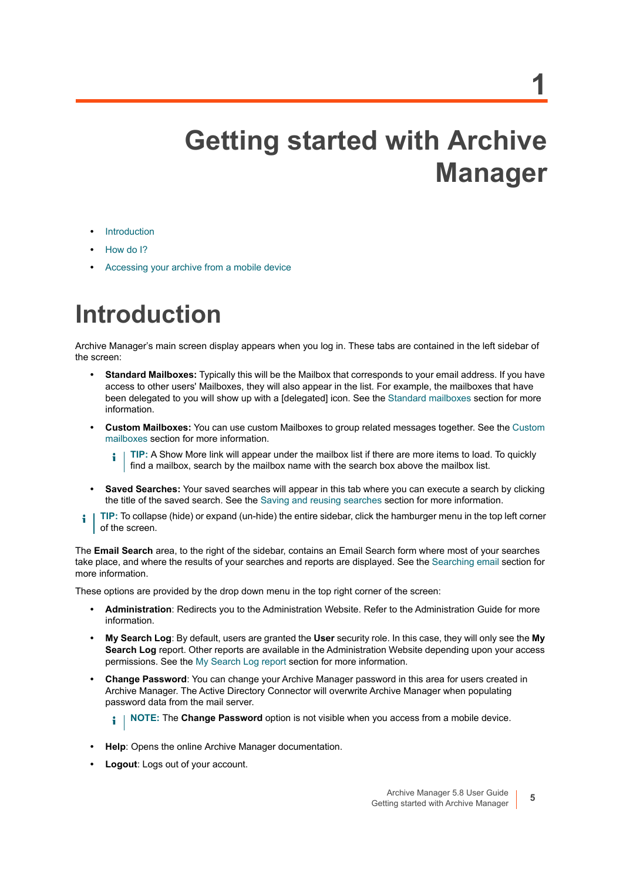# 1

# Getting started with Archive Manager

- Introduction
- How do I?
- Accessing your archive from a mobile device

## Introduction

Archive Manager's main screen display appears when you log in. These tabs are contained in the left sidebar of the screen:

- **Standard Mailboxes:** Typically this will be the Mailbox that corresponds to your email address. If you have access to other users' Mailboxes, they will also appear in the list. For example, the mailboxes that have been delegated to you will show up with a [delegated] icon. See the Standard mailboxes section for more information.
- **Custom Mailboxes:** You can use custom Mailboxes to group related messages together. See the Custom mailboxes section for more information.

  > **TIP:** A Show More link will appear under the mailbox list if there are more items to load. To quickly find a mailbox, search by the mailbox name with the search box above the mailbox list.

- **Saved Searches:** Your saved searches will appear in this tab where you can execute a search by clicking the title of the saved search. See the Saving and reusing searches section for more information.

> **TIP:** To collapse (hide) or expand (un-hide) the entire sidebar, click the hamburger menu in the top left corner of the screen.

The **Email Search** area, to the right of the sidebar, contains an Email Search form where most of your searches take place, and where the results of your searches and reports are displayed. See the Searching email section for more information.

These options are provided by the drop down menu in the top right corner of the screen:

- **Administration**: Redirects you to the Administration Website. Refer to the Administration Guide for more information.
- **My Search Log**: By default, users are granted the **User** security role. In this case, they will only see the **My Search Log** report. Other reports are available in the Administration Website depending upon your access permissions. See the My Search Log report section for more information.
- **Change Password**: You can change your Archive Manager password in this area for users created in Archive Manager. The Active Directory Connector will overwrite Archive Manager when populating password data from the mail server.

  > **NOTE:** The **Change Password** option is not visible when you access from a mobile device.

- **Help**: Opens the online Archive Manager documentation.
- **Logout**: Logs out of your account.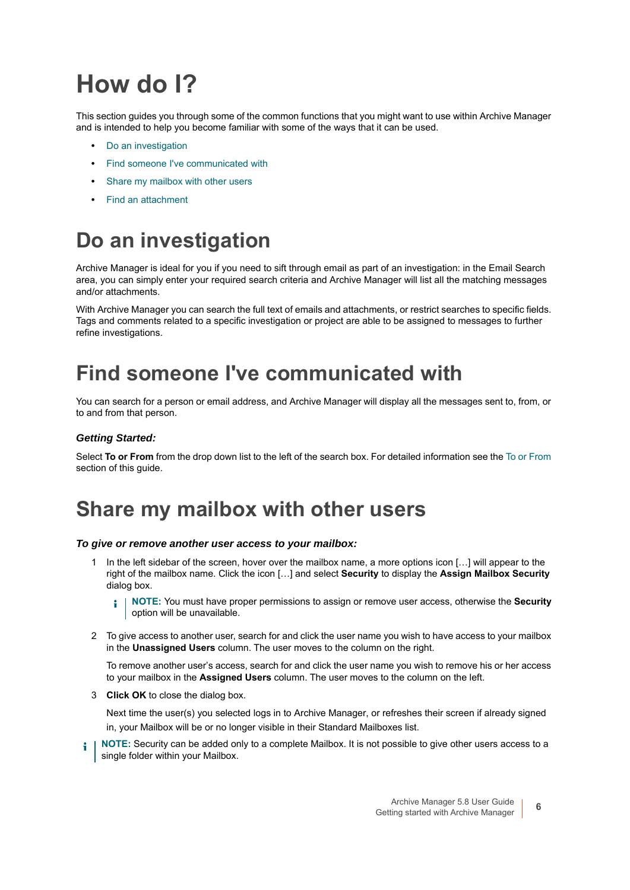# How do I?

This section guides you through some of the common functions that you might want to use within Archive Manager and is intended to help you become familiar with some of the ways that it can be used.

- Do an investigation
- Find someone I've communicated with
- Share my mailbox with other users
- Find an attachment

# Do an investigation

Archive Manager is ideal for you if you need to sift through email as part of an investigation: in the Email Search area, you can simply enter your required search criteria and Archive Manager will list all the matching messages and/or attachments.

With Archive Manager you can search the full text of emails and attachments, or restrict searches to specific fields. Tags and comments related to a specific investigation or project are able to be assigned to messages to further refine investigations.

# Find someone I've communicated with

You can search for a person or email address, and Archive Manager will display all the messages sent to, from, or to and from that person.

***Getting Started:***

Select **To or From** from the drop down list to the left of the search box. For detailed information see the To or From section of this guide.

# Share my mailbox with other users

***To give or remove another user access to your mailbox:***

1. In the left sidebar of the screen, hover over the mailbox name, a more options icon […] will appear to the right of the mailbox name. Click the icon […] and select **Security** to display the **Assign Mailbox Security** dialog box.

   **NOTE:** You must have proper permissions to assign or remove user access, otherwise the **Security** option will be unavailable.

2. To give access to another user, search for and click the user name you wish to have access to your mailbox in the **Unassigned Users** column. The user moves to the column on the right.

   To remove another user's access, search for and click the user name you wish to remove his or her access to your mailbox in the **Assigned Users** column. The user moves to the column on the left.

3. **Click OK** to close the dialog box.

   Next time the user(s) you selected logs in to Archive Manager, or refreshes their screen if already signed in, your Mailbox will be or no longer visible in their Standard Mailboxes list.

**NOTE:** Security can be added only to a complete Mailbox. It is not possible to give other users access to a single folder within your Mailbox.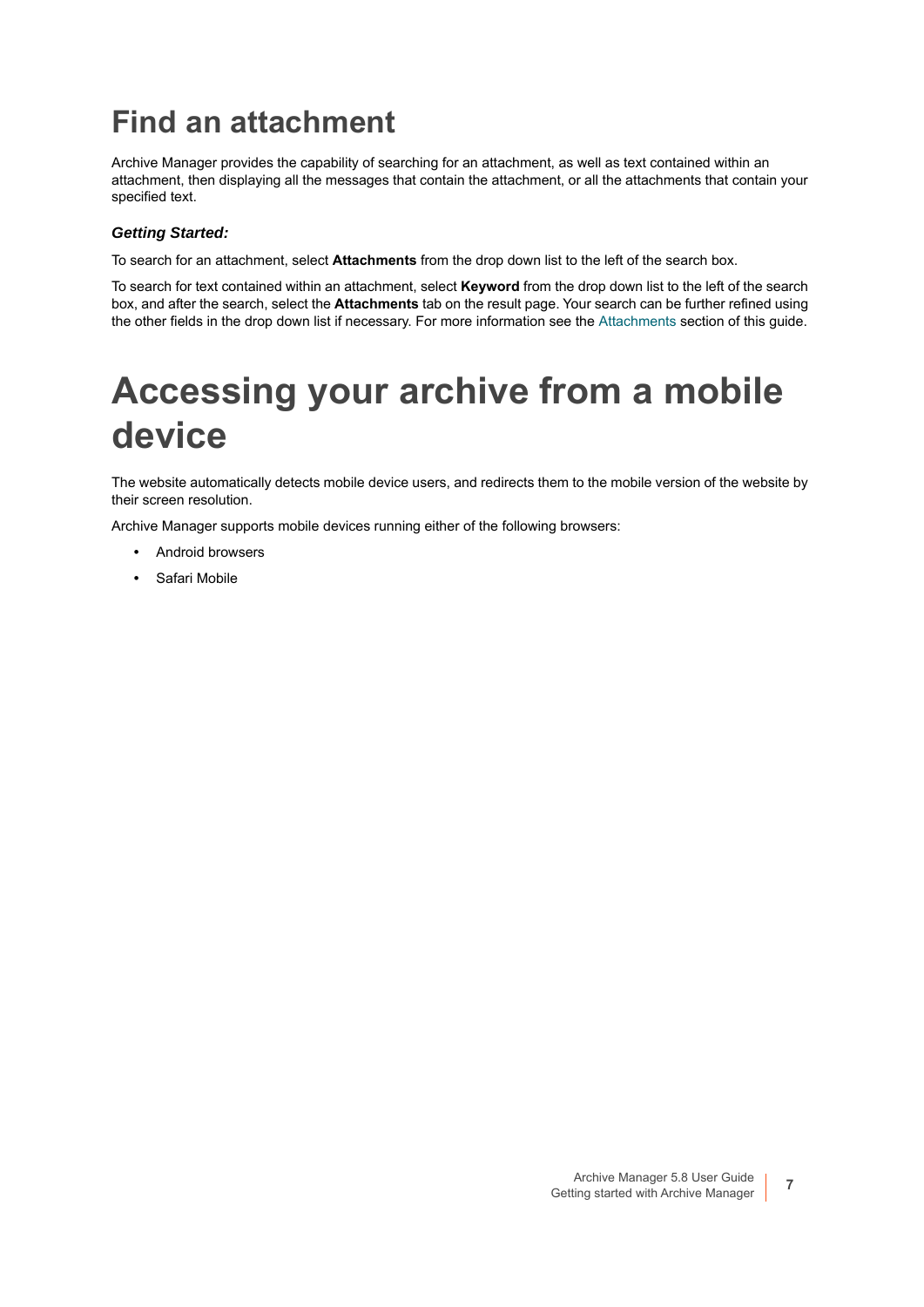## Find an attachment

Archive Manager provides the capability of searching for an attachment, as well as text contained within an attachment, then displaying all the messages that contain the attachment, or all the attachments that contain your specified text.

***Getting Started:***

To search for an attachment, select **Attachments** from the drop down list to the left of the search box.

To search for text contained within an attachment, select **Keyword** from the drop down list to the left of the search box, and after the search, select the **Attachments** tab on the result page. Your search can be further refined using the other fields in the drop down list if necessary. For more information see the Attachments section of this guide.

# Accessing your archive from a mobile device

The website automatically detects mobile device users, and redirects them to the mobile version of the website by their screen resolution.

Archive Manager supports mobile devices running either of the following browsers:

- Android browsers
- Safari Mobile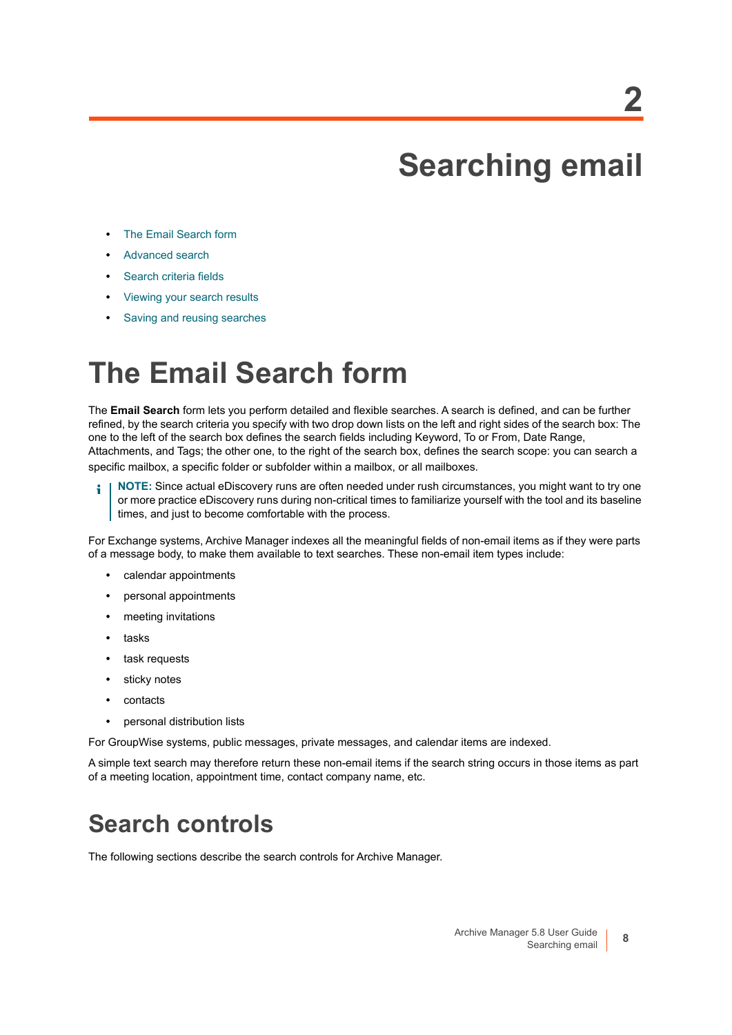# 2 Searching email

- The Email Search form
- Advanced search
- Search criteria fields
- Viewing your search results
- Saving and reusing searches

# The Email Search form

The **Email Search** form lets you perform detailed and flexible searches. A search is defined, and can be further refined, by the search criteria you specify with two drop down lists on the left and right sides of the search box: The one to the left of the search box defines the search fields including Keyword, To or From, Date Range, Attachments, and Tags; the other one, to the right of the search box, defines the search scope: you can search a specific mailbox, a specific folder or subfolder within a mailbox, or all mailboxes.

> **NOTE:** Since actual eDiscovery runs are often needed under rush circumstances, you might want to try one or more practice eDiscovery runs during non-critical times to familiarize yourself with the tool and its baseline times, and just to become comfortable with the process.

For Exchange systems, Archive Manager indexes all the meaningful fields of non-email items as if they were parts of a message body, to make them available to text searches. These non-email item types include:

- calendar appointments
- personal appointments
- meeting invitations
- tasks
- task requests
- sticky notes
- contacts
- personal distribution lists

For GroupWise systems, public messages, private messages, and calendar items are indexed.

A simple text search may therefore return these non-email items if the search string occurs in those items as part of a meeting location, appointment time, contact company name, etc.

## Search controls

The following sections describe the search controls for Archive Manager.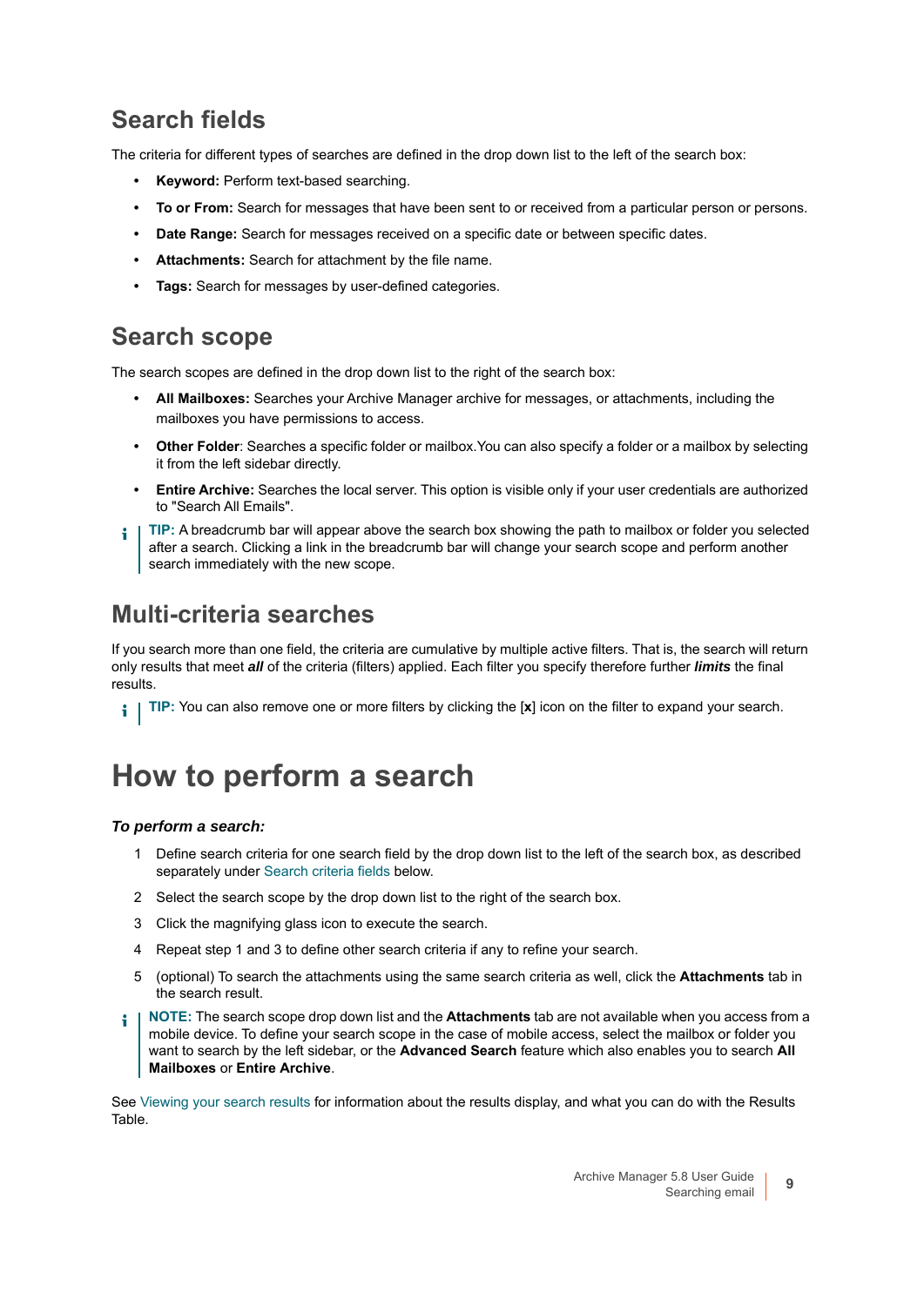## Search fields

The criteria for different types of searches are defined in the drop down list to the left of the search box:

- **Keyword:** Perform text-based searching.
- **To or From:** Search for messages that have been sent to or received from a particular person or persons.
- **Date Range:** Search for messages received on a specific date or between specific dates.
- **Attachments:** Search for attachment by the file name.
- **Tags:** Search for messages by user-defined categories.

## Search scope

The search scopes are defined in the drop down list to the right of the search box:

- **All Mailboxes:** Searches your Archive Manager archive for messages, or attachments, including the mailboxes you have permissions to access.
- **Other Folder**: Searches a specific folder or mailbox.You can also specify a folder or a mailbox by selecting it from the left sidebar directly.
- **Entire Archive:** Searches the local server. This option is visible only if your user credentials are authorized to "Search All Emails".

> **TIP:** A breadcrumb bar will appear above the search box showing the path to mailbox or folder you selected after a search. Clicking a link in the breadcrumb bar will change your search scope and perform another search immediately with the new scope.

## Multi-criteria searches

If you search more than one field, the criteria are cumulative by multiple active filters. That is, the search will return only results that meet ***all*** of the criteria (filters) applied. Each filter you specify therefore further ***limits*** the final results.

> **TIP:** You can also remove one or more filters by clicking the [**x**] icon on the filter to expand your search.

# How to perform a search

***To perform a search:***

1. Define search criteria for one search field by the drop down list to the left of the search box, as described separately under Search criteria fields below.
2. Select the search scope by the drop down list to the right of the search box.
3. Click the magnifying glass icon to execute the search.
4. Repeat step 1 and 3 to define other search criteria if any to refine your search.
5. (optional) To search the attachments using the same search criteria as well, click the **Attachments** tab in the search result.

> **NOTE:** The search scope drop down list and the **Attachments** tab are not available when you access from a mobile device. To define your search scope in the case of mobile access, select the mailbox or folder you want to search by the left sidebar, or the **Advanced Search** feature which also enables you to search **All Mailboxes** or **Entire Archive**.

See Viewing your search results for information about the results display, and what you can do with the Results Table.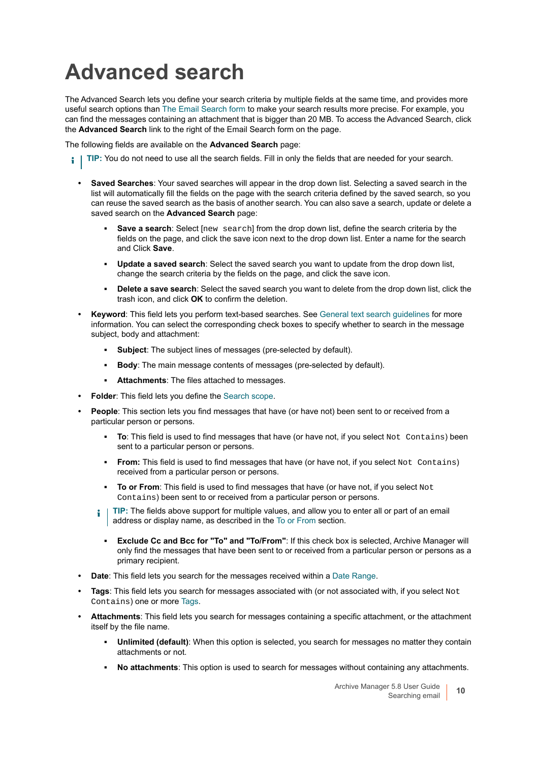# Advanced search

The Advanced Search lets you define your search criteria by multiple fields at the same time, and provides more useful search options than The Email Search form to make your search results more precise. For example, you can find the messages containing an attachment that is bigger than 20 MB. To access the Advanced Search, click the **Advanced Search** link to the right of the Email Search form on the page.

The following fields are available on the **Advanced Search** page:

> **TIP:** You do not need to use all the search fields. Fill in only the fields that are needed for your search.

- **Saved Searches**: Your saved searches will appear in the drop down list. Selecting a saved search in the list will automatically fill the fields on the page with the search criteria defined by the saved search, so you can reuse the saved search as the basis of another search. You can also save a search, update or delete a saved search on the **Advanced Search** page:
  - **Save a search**: Select `[new search]` from the drop down list, define the search criteria by the fields on the page, and click the save icon next to the drop down list. Enter a name for the search and Click **Save**.
  - **Update a saved search**: Select the saved search you want to update from the drop down list, change the search criteria by the fields on the page, and click the save icon.
  - **Delete a save search**: Select the saved search you want to delete from the drop down list, click the trash icon, and click **OK** to confirm the deletion.
- **Keyword**: This field lets you perform text-based searches. See General text search guidelines for more information. You can select the corresponding check boxes to specify whether to search in the message subject, body and attachment:
  - **Subject**: The subject lines of messages (pre-selected by default).
  - **Body**: The main message contents of messages (pre-selected by default).
  - **Attachments**: The files attached to messages.
- **Folder**: This field lets you define the Search scope.
- **People**: This section lets you find messages that have (or have not) been sent to or received from a particular person or persons.
  - **To**: This field is used to find messages that have (or have not, if you select `Not Contains`) been sent to a particular person or persons.
  - **From:** This field is used to find messages that have (or have not, if you select `Not Contains`) received from a particular person or persons.
  - **To or From**: This field is used to find messages that have (or have not, if you select `Not Contains`) been sent to or received from a particular person or persons.

  > **TIP:** The fields above support for multiple values, and allow you to enter all or part of an email address or display name, as described in the To or From section.

  - **Exclude Cc and Bcc for "To" and "To/From"**: If this check box is selected, Archive Manager will only find the messages that have been sent to or received from a particular person or persons as a primary recipient.
- **Date**: This field lets you search for the messages received within a Date Range.
- **Tags**: This field lets you search for messages associated with (or not associated with, if you select `Not Contains`) one or more Tags.
- **Attachments**: This field lets you search for messages containing a specific attachment, or the attachment itself by the file name.
  - **Unlimited (default)**: When this option is selected, you search for messages no matter they contain attachments or not.
  - **No attachments**: This option is used to search for messages without containing any attachments.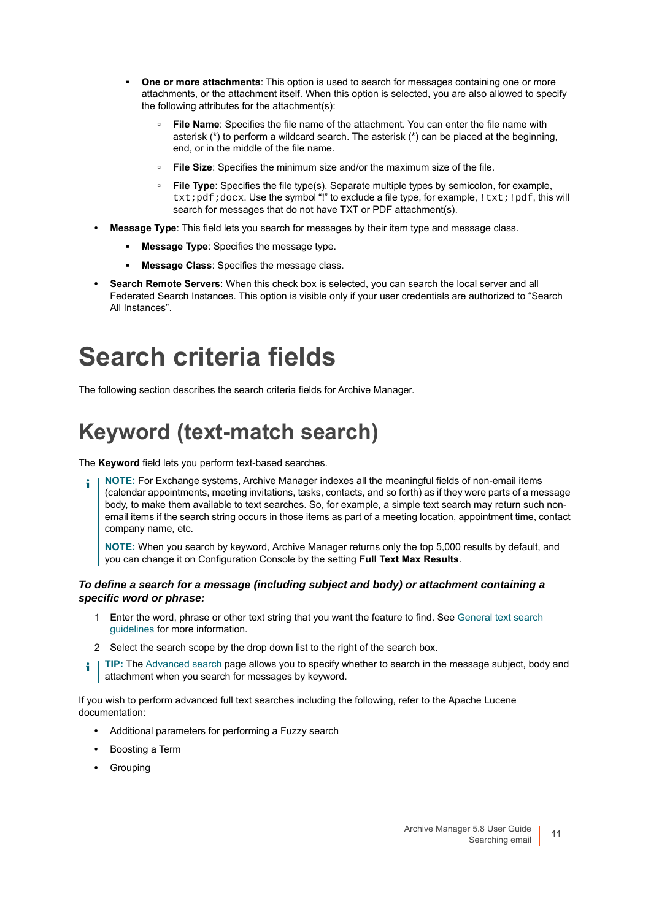- **One or more attachments**: This option is used to search for messages containing one or more attachments, or the attachment itself. When this option is selected, you are also allowed to specify the following attributes for the attachment(s):
  - **File Name**: Specifies the file name of the attachment. You can enter the file name with asterisk (*) to perform a wildcard search. The asterisk (*) can be placed at the beginning, end, or in the middle of the file name.
  - **File Size**: Specifies the minimum size and/or the maximum size of the file.
  - **File Type**: Specifies the file type(s). Separate multiple types by semicolon, for example, `txt;pdf;docx`. Use the symbol "!" to exclude a file type, for example, `!txt;!pdf`, this will search for messages that do not have TXT or PDF attachment(s).

- **Message Type**: This field lets you search for messages by their item type and message class.
  - **Message Type**: Specifies the message type.
  - **Message Class**: Specifies the message class.
- **Search Remote Servers**: When this check box is selected, you can search the local server and all Federated Search Instances. This option is visible only if your user credentials are authorized to "Search All Instances".

# Search criteria fields

The following section describes the search criteria fields for Archive Manager.

# Keyword (text-match search)

The **Keyword** field lets you perform text-based searches.

> **NOTE:** For Exchange systems, Archive Manager indexes all the meaningful fields of non-email items (calendar appointments, meeting invitations, tasks, contacts, and so forth) as if they were parts of a message body, to make them available to text searches. So, for example, a simple text search may return such non-email items if the search string occurs in those items as part of a meeting location, appointment time, contact company name, etc.
>
> **NOTE:** When you search by keyword, Archive Manager returns only the top 5,000 results by default, and you can change it on Configuration Console by the setting **Full Text Max Results**.

### *To define a search for a message (including subject and body) or attachment containing a specific word or phrase:*

1. Enter the word, phrase or other text string that you want the feature to find. See General text search guidelines for more information.
2. Select the search scope by the drop down list to the right of the search box.

> **TIP:** The Advanced search page allows you to specify whether to search in the message subject, body and attachment when you search for messages by keyword.

If you wish to perform advanced full text searches including the following, refer to the Apache Lucene documentation:

- Additional parameters for performing a Fuzzy search
- Boosting a Term
- Grouping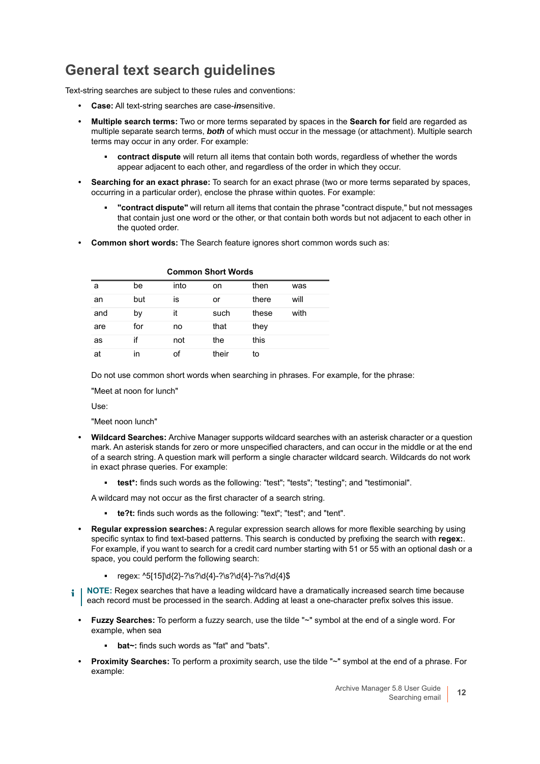## General text search guidelines

Text-string searches are subject to these rules and conventions:

- **Case:** All text-string searches are case-***in***sensitive.
- **Multiple search terms:** Two or more terms separated by spaces in the **Search for** field are regarded as multiple separate search terms, ***both*** of which must occur in the message (or attachment). Multiple search terms may occur in any order. For example:
    - **contract dispute** will return all items that contain both words, regardless of whether the words appear adjacent to each other, and regardless of the order in which they occur.
- **Searching for an exact phrase:** To search for an exact phrase (two or more terms separated by spaces, occurring in a particular order), enclose the phrase within quotes. For example:
    - **"contract dispute"** will return all items that contain the phrase "contract dispute," but not messages that contain just one word or the other, or that contain both words but not adjacent to each other in the quoted order.
- **Common short words:** The Search feature ignores short common words such as:

**Common Short Words**

| | | | | | |
|---|---|---|---|---|---|
| a | be | into | on | then | was |
| an | but | is | or | there | will |
| and | by | it | such | these | with |
| are | for | no | that | they | |
| as | if | not | the | this | |
| at | in | of | their | to | |

Do not use common short words when searching in phrases. For example, for the phrase:

"Meet at noon for lunch"

Use:

"Meet noon lunch"

- **Wildcard Searches:** Archive Manager supports wildcard searches with an asterisk character or a question mark. An asterisk stands for zero or more unspecified characters, and can occur in the middle or at the end of a search string. A question mark will perform a single character wildcard search. Wildcards do not work in exact phrase queries. For example:
    - **test*:** finds such words as the following: "test"; "tests"; "testing"; and "testimonial".

  A wildcard may not occur as the first character of a search string.

    - **te?t:** finds such words as the following: "text"; "test"; and "tent".
- **Regular expression searches:** A regular expression search allows for more flexible searching by using specific syntax to find text-based patterns. This search is conducted by prefixing the search with **regex:**. For example, if you want to search for a credit card number starting with 51 or 55 with an optional dash or a space, you could perform the following search:
    - regex: ^5[15]\d{2}-?\s?\d{4}-?\s?\d{4}-?\s?\d{4}$

**NOTE:** Regex searches that have a leading wildcard have a dramatically increased search time because each record must be processed in the search. Adding at least a one-character prefix solves this issue.

- **Fuzzy Searches:** To perform a fuzzy search, use the tilde "~" symbol at the end of a single word. For example, when sea
    - **bat~:** finds such words as "fat" and "bats".
- **Proximity Searches:** To perform a proximity search, use the tilde "~" symbol at the end of a phrase. For example: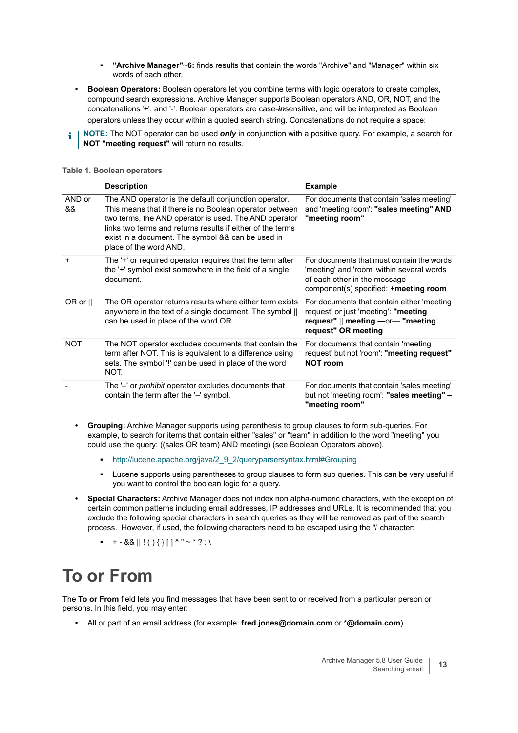- **"Archive Manager"~6:** finds results that contain the words "Archive" and "Manager" within six words of each other.

- **Boolean Operators:** Boolean operators let you combine terms with logic operators to create complex, compound search expressions. Archive Manager supports Boolean operators AND, OR, NOT, and the concatenations '+', and '-'. Boolean operators are case-***in***sensitive, and will be interpreted as Boolean operators unless they occur within a quoted search string. Concatenations do not require a space:

**NOTE:** The NOT operator can be used ***only*** in conjunction with a positive query. For example, a search for **NOT "meeting request"** will return no results.

**Table 1. Boolean operators**

| | Description | Example |
|---|---|---|
| AND or && | The AND operator is the default conjunction operator. This means that if there is no Boolean operator between two terms, the AND operator is used. The AND operator links two terms and returns results if either of the terms exist in a document. The symbol && can be used in place of the word AND. | For documents that contain 'sales meeting' and 'meeting room': **"sales meeting" AND "meeting room"** |
| + | The '+' or required operator requires that the term after the '+' symbol exist somewhere in the field of a single document. | For documents that must contain the words 'meeting' and 'room' within several words of each other in the message component(s) specified: **+meeting room** |
| OR or \|\| | The OR operator returns results where either term exists anywhere in the text of a single document. The symbol \|\| can be used in place of the word OR. | For documents that contain either 'meeting request' or just 'meeting': **"meeting request"** \|\| **meeting** —or— **"meeting request" OR meeting** |
| NOT | The NOT operator excludes documents that contain the term after NOT. This is equivalent to a difference using sets. The symbol '!' can be used in place of the word NOT. | For documents that contain 'meeting request' but not 'room': **"meeting request" NOT room** |
| - | The '–' or *prohibit* operator excludes documents that contain the term after the '–' symbol. | For documents that contain 'sales meeting' but not 'meeting room': **"sales meeting" – "meeting room"** |

- **Grouping:** Archive Manager supports using parenthesis to group clauses to form sub-queries. For example, to search for items that contain either "sales" or "team" in addition to the word "meeting" you could use the query: ((sales OR team) AND meeting) (see Boolean Operators above).
  - http://lucene.apache.org/java/2_9_2/queryparsersyntax.html#Grouping
  - Lucene supports using parentheses to group clauses to form sub queries. This can be very useful if you want to control the boolean logic for a query.

- **Special Characters:** Archive Manager does not index non alpha-numeric characters, with the exception of certain common patterns including email addresses, IP addresses and URLs. It is recommended that you exclude the following special characters in search queries as they will be removed as part of the search process. However, if used, the following characters need to be escaped using the '\' character:
  - + - && || ! ( ) { } [ ] ^ " ~ * ? : \

# To or From

The **To or From** field lets you find messages that have been sent to or received from a particular person or persons. In this field, you may enter:

- All or part of an email address (for example: **fred.jones@domain.com** or ***@domain.com**).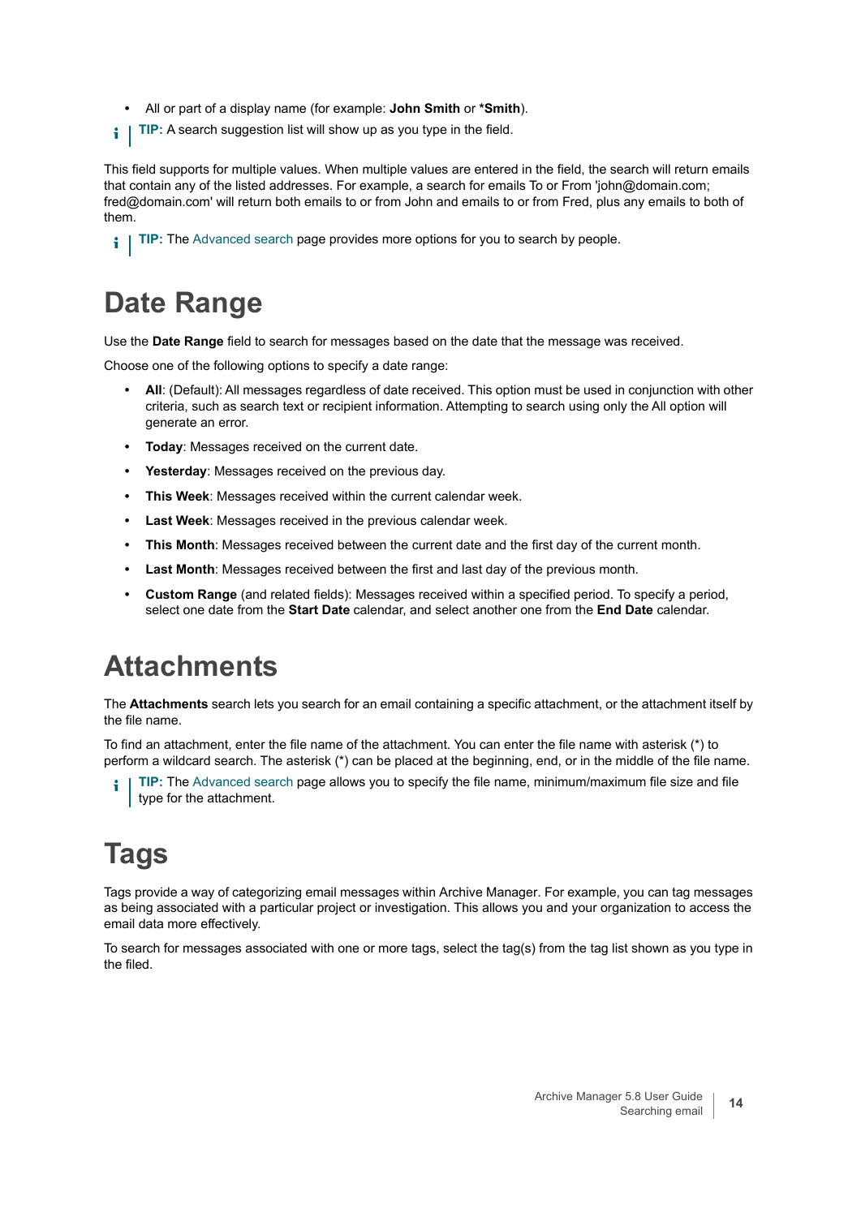- All or part of a display name (for example: **John Smith** or ***Smith**).

**TIP:** A search suggestion list will show up as you type in the field.

This field supports for multiple values. When multiple values are entered in the field, the search will return emails that contain any of the listed addresses. For example, a search for emails To or From 'john@domain.com; fred@domain.com' will return both emails to or from John and emails to or from Fred, plus any emails to both of them.

**TIP:** The Advanced search page provides more options for you to search by people.

# Date Range

Use the **Date Range** field to search for messages based on the date that the message was received.

Choose one of the following options to specify a date range:

- **All**: (Default): All messages regardless of date received. This option must be used in conjunction with other criteria, such as search text or recipient information. Attempting to search using only the All option will generate an error.
- **Today**: Messages received on the current date.
- **Yesterday**: Messages received on the previous day.
- **This Week**: Messages received within the current calendar week.
- **Last Week**: Messages received in the previous calendar week.
- **This Month**: Messages received between the current date and the first day of the current month.
- **Last Month**: Messages received between the first and last day of the previous month.
- **Custom Range** (and related fields): Messages received within a specified period. To specify a period, select one date from the **Start Date** calendar, and select another one from the **End Date** calendar.

# Attachments

The **Attachments** search lets you search for an email containing a specific attachment, or the attachment itself by the file name.

To find an attachment, enter the file name of the attachment. You can enter the file name with asterisk (*) to perform a wildcard search. The asterisk (*) can be placed at the beginning, end, or in the middle of the file name.

**TIP:** The Advanced search page allows you to specify the file name, minimum/maximum file size and file type for the attachment.

# Tags

Tags provide a way of categorizing email messages within Archive Manager. For example, you can tag messages as being associated with a particular project or investigation. This allows you and your organization to access the email data more effectively.

To search for messages associated with one or more tags, select the tag(s) from the tag list shown as you type in the filed.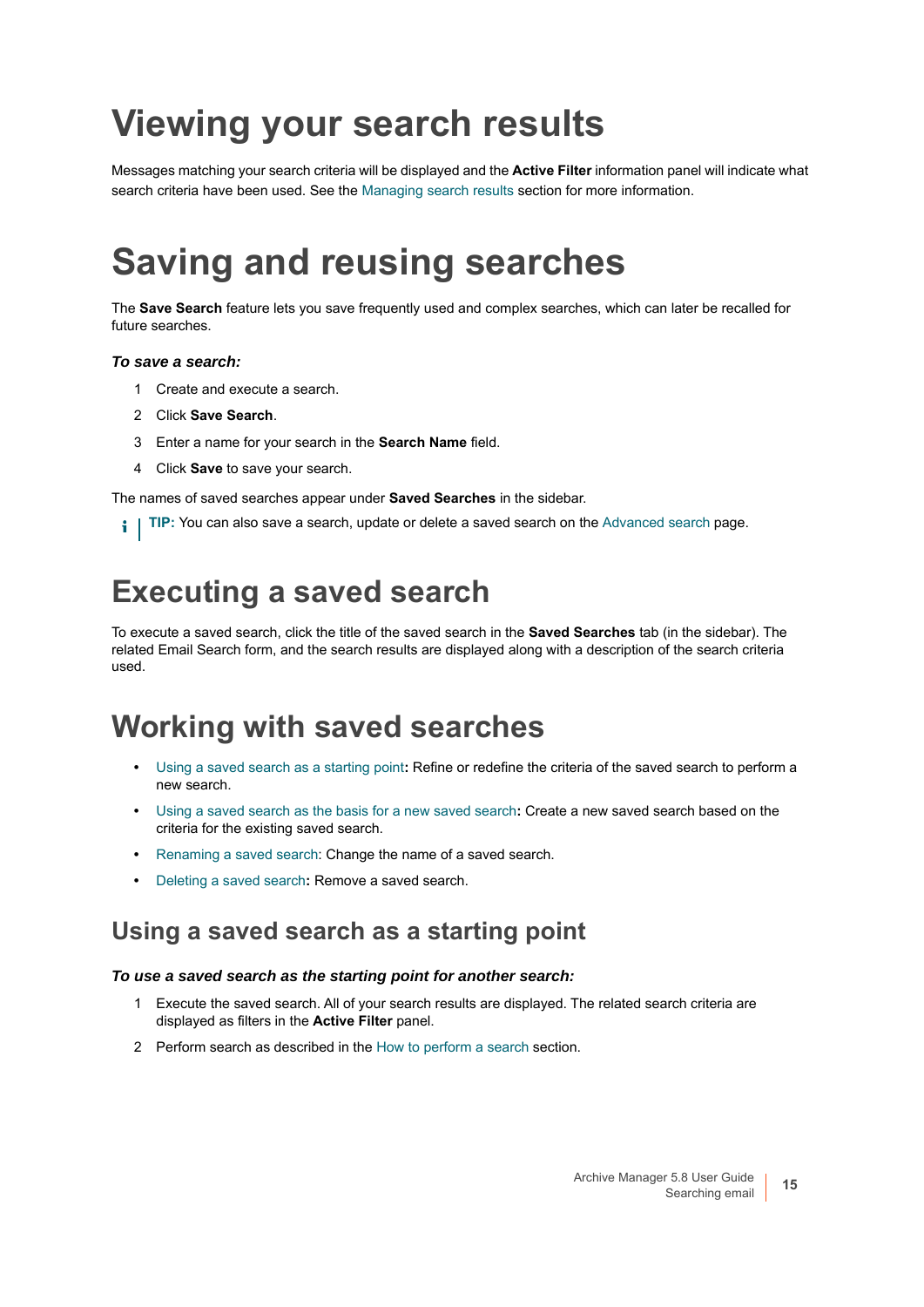# Viewing your search results

Messages matching your search criteria will be displayed and the **Active Filter** information panel will indicate what search criteria have been used. See the Managing search results section for more information.

# Saving and reusing searches

The **Save Search** feature lets you save frequently used and complex searches, which can later be recalled for future searches.

***To save a search:***

1. Create and execute a search.
2. Click **Save Search**.
3. Enter a name for your search in the **Search Name** field.
4. Click **Save** to save your search.

The names of saved searches appear under **Saved Searches** in the sidebar.

**TIP:** You can also save a search, update or delete a saved search on the Advanced search page.

# Executing a saved search

To execute a saved search, click the title of the saved search in the **Saved Searches** tab (in the sidebar). The related Email Search form, and the search results are displayed along with a description of the search criteria used.

# Working with saved searches

- Using a saved search as a starting point**:** Refine or redefine the criteria of the saved search to perform a new search.
- Using a saved search as the basis for a new saved search**:** Create a new saved search based on the criteria for the existing saved search.
- Renaming a saved search: Change the name of a saved search.
- Deleting a saved search**:** Remove a saved search.

## Using a saved search as a starting point

***To use a saved search as the starting point for another search:***

1. Execute the saved search. All of your search results are displayed. The related search criteria are displayed as filters in the **Active Filter** panel.
2. Perform search as described in the How to perform a search section.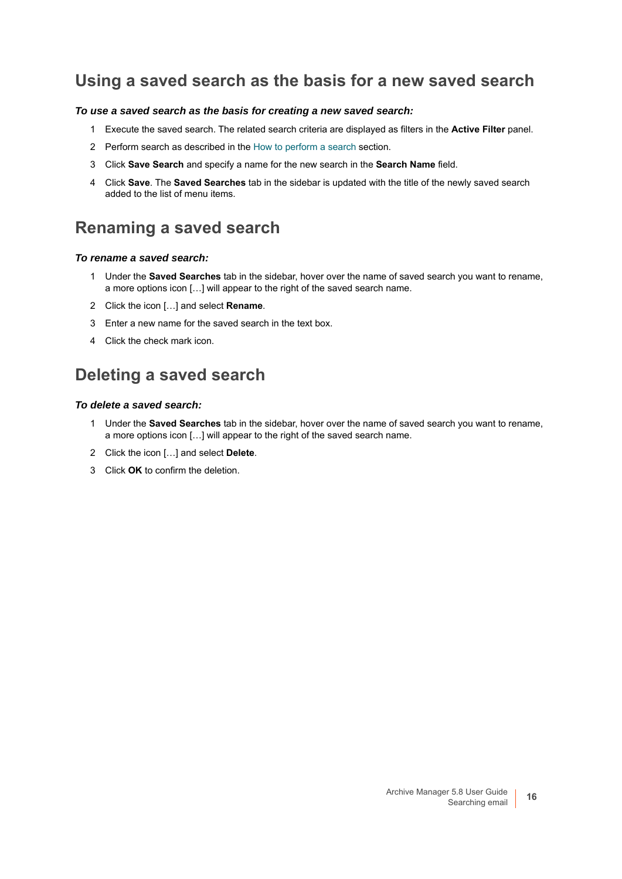## Using a saved search as the basis for a new saved search

***To use a saved search as the basis for creating a new saved search:***

1. Execute the saved search. The related search criteria are displayed as filters in the **Active Filter** panel.
2. Perform search as described in the How to perform a search section.
3. Click **Save Search** and specify a name for the new search in the **Search Name** field.
4. Click **Save**. The **Saved Searches** tab in the sidebar is updated with the title of the newly saved search added to the list of menu items.

## Renaming a saved search

***To rename a saved search:***

1. Under the **Saved Searches** tab in the sidebar, hover over the name of saved search you want to rename, a more options icon […] will appear to the right of the saved search name.
2. Click the icon […] and select **Rename**.
3. Enter a new name for the saved search in the text box.
4. Click the check mark icon.

## Deleting a saved search

***To delete a saved search:***

1. Under the **Saved Searches** tab in the sidebar, hover over the name of saved search you want to rename, a more options icon […] will appear to the right of the saved search name.
2. Click the icon […] and select **Delete**.
3. Click **OK** to confirm the deletion.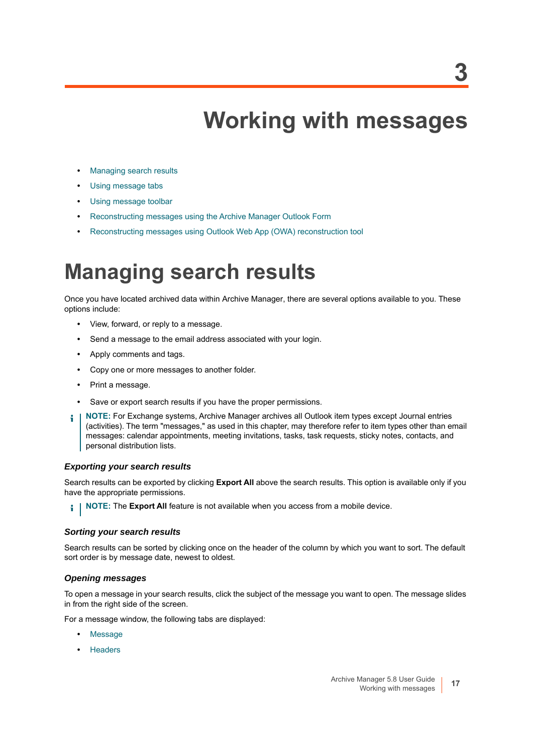# 3 Working with messages

- Managing search results
- Using message tabs
- Using message toolbar
- Reconstructing messages using the Archive Manager Outlook Form
- Reconstructing messages using Outlook Web App (OWA) reconstruction tool

## Managing search results

Once you have located archived data within Archive Manager, there are several options available to you. These options include:

- View, forward, or reply to a message.
- Send a message to the email address associated with your login.
- Apply comments and tags.
- Copy one or more messages to another folder.
- Print a message.
- Save or export search results if you have the proper permissions.

> **NOTE:** For Exchange systems, Archive Manager archives all Outlook item types except Journal entries (activities). The term "messages," as used in this chapter, may therefore refer to item types other than email messages: calendar appointments, meeting invitations, tasks, task requests, sticky notes, contacts, and personal distribution lists.

### *Exporting your search results*

Search results can be exported by clicking **Export All** above the search results. This option is available only if you have the appropriate permissions.

> **NOTE:** The **Export All** feature is not available when you access from a mobile device.

### *Sorting your search results*

Search results can be sorted by clicking once on the header of the column by which you want to sort. The default sort order is by message date, newest to oldest.

### *Opening messages*

To open a message in your search results, click the subject of the message you want to open. The message slides in from the right side of the screen.

For a message window, the following tabs are displayed:

- Message
- Headers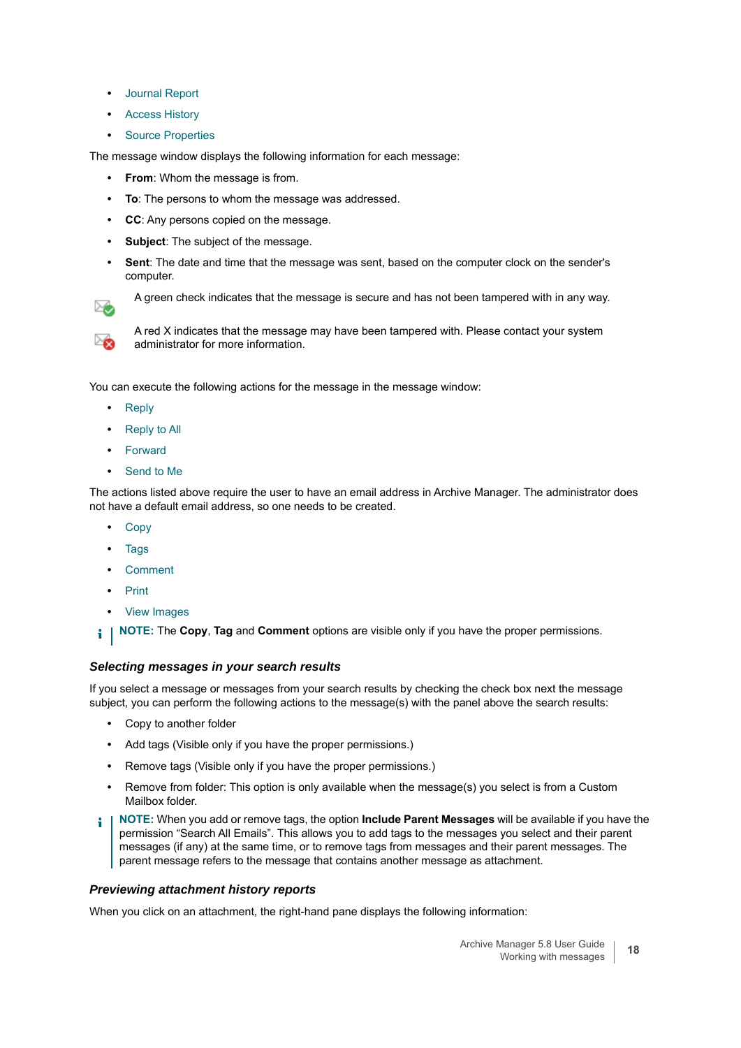- Journal Report
- Access History
- Source Properties

The message window displays the following information for each message:

- **From**: Whom the message is from.
- **To**: The persons to whom the message was addressed.
- **CC**: Any persons copied on the message.
- **Subject**: The subject of the message.
- **Sent**: The date and time that the message was sent, based on the computer clock on the sender's computer.

A green check indicates that the message is secure and has not been tampered with in any way.

A red X indicates that the message may have been tampered with. Please contact your system administrator for more information.

You can execute the following actions for the message in the message window:

- Reply
- Reply to All
- Forward
- Send to Me

The actions listed above require the user to have an email address in Archive Manager. The administrator does not have a default email address, so one needs to be created.

- Copy
- Tags
- Comment
- Print
- View Images

**NOTE:** The **Copy**, **Tag** and **Comment** options are visible only if you have the proper permissions.

### *Selecting messages in your search results*

If you select a message or messages from your search results by checking the check box next the message subject, you can perform the following actions to the message(s) with the panel above the search results:

- Copy to another folder
- Add tags (Visible only if you have the proper permissions.)
- Remove tags (Visible only if you have the proper permissions.)
- Remove from folder: This option is only available when the message(s) you select is from a Custom Mailbox folder.

**NOTE:** When you add or remove tags, the option **Include Parent Messages** will be available if you have the permission “Search All Emails”. This allows you to add tags to the messages you select and their parent messages (if any) at the same time, or to remove tags from messages and their parent messages. The parent message refers to the message that contains another message as attachment.

### *Previewing attachment history reports*

When you click on an attachment, the right-hand pane displays the following information: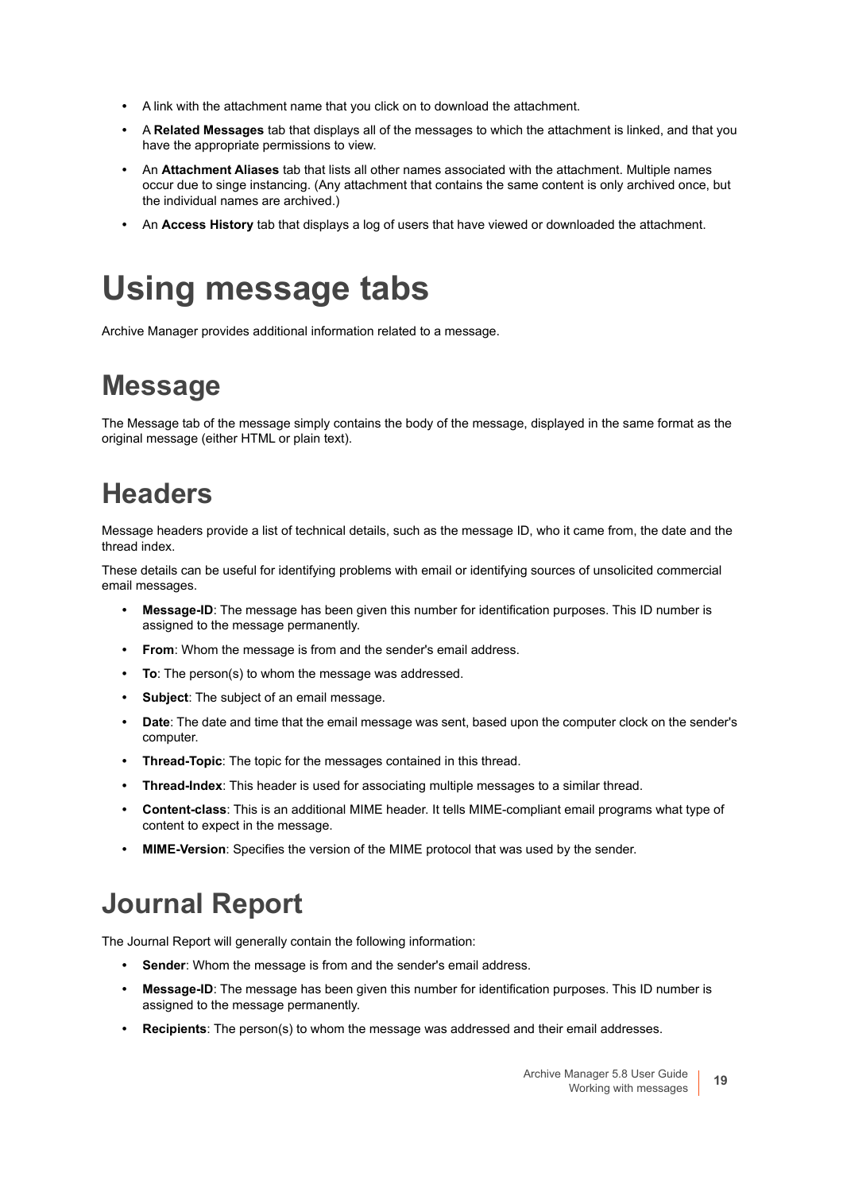- A link with the attachment name that you click on to download the attachment.
- A **Related Messages** tab that displays all of the messages to which the attachment is linked, and that you have the appropriate permissions to view.
- An **Attachment Aliases** tab that lists all other names associated with the attachment. Multiple names occur due to singe instancing. (Any attachment that contains the same content is only archived once, but the individual names are archived.)
- An **Access History** tab that displays a log of users that have viewed or downloaded the attachment.

# Using message tabs

Archive Manager provides additional information related to a message.

## Message

The Message tab of the message simply contains the body of the message, displayed in the same format as the original message (either HTML or plain text).

## Headers

Message headers provide a list of technical details, such as the message ID, who it came from, the date and the thread index.

These details can be useful for identifying problems with email or identifying sources of unsolicited commercial email messages.

- **Message-ID**: The message has been given this number for identification purposes. This ID number is assigned to the message permanently.
- **From**: Whom the message is from and the sender's email address.
- **To**: The person(s) to whom the message was addressed.
- **Subject**: The subject of an email message.
- **Date**: The date and time that the email message was sent, based upon the computer clock on the sender's computer.
- **Thread-Topic**: The topic for the messages contained in this thread.
- **Thread-Index**: This header is used for associating multiple messages to a similar thread.
- **Content-class**: This is an additional MIME header. It tells MIME-compliant email programs what type of content to expect in the message.
- **MIME-Version**: Specifies the version of the MIME protocol that was used by the sender.

## Journal Report

The Journal Report will generally contain the following information:

- **Sender**: Whom the message is from and the sender's email address.
- **Message-ID**: The message has been given this number for identification purposes. This ID number is assigned to the message permanently.
- **Recipients**: The person(s) to whom the message was addressed and their email addresses.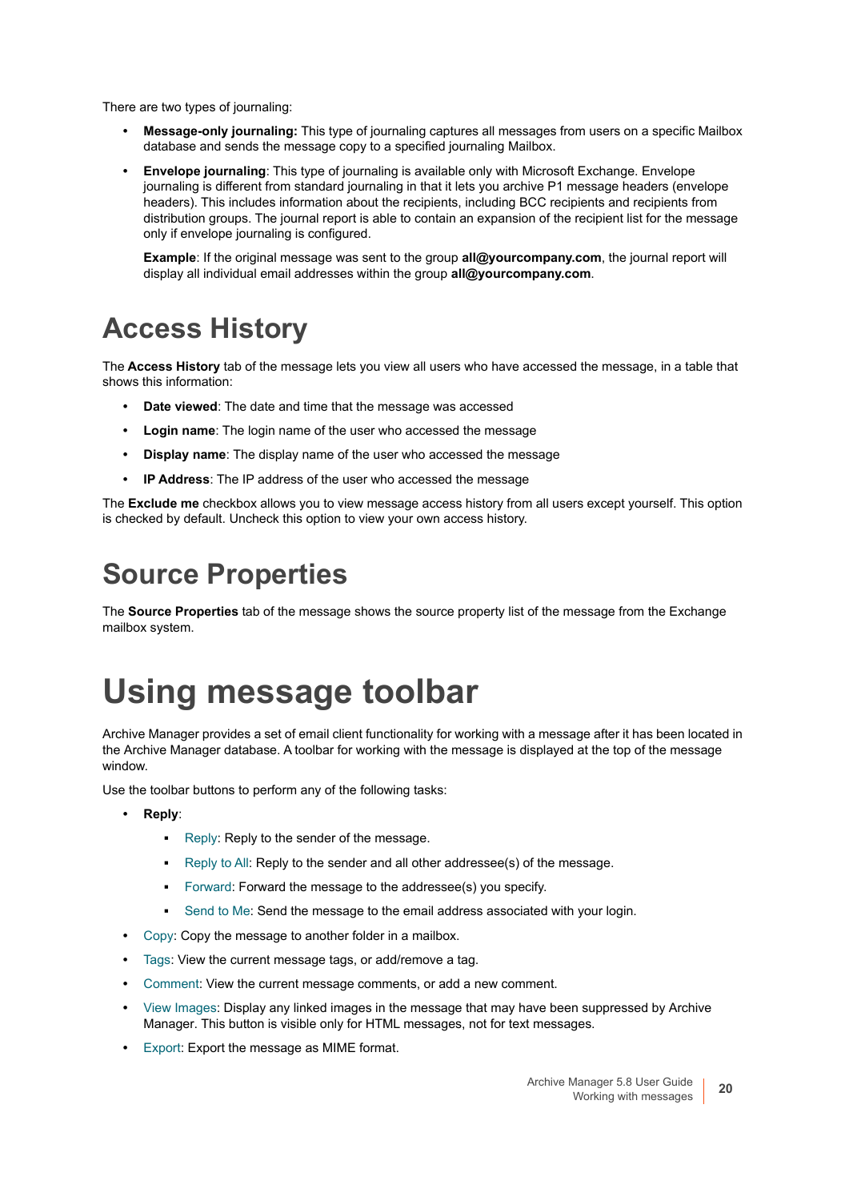There are two types of journaling:

- **Message-only journaling:** This type of journaling captures all messages from users on a specific Mailbox database and sends the message copy to a specified journaling Mailbox.
- **Envelope journaling**: This type of journaling is available only with Microsoft Exchange. Envelope journaling is different from standard journaling in that it lets you archive P1 message headers (envelope headers). This includes information about the recipients, including BCC recipients and recipients from distribution groups. The journal report is able to contain an expansion of the recipient list for the message only if envelope journaling is configured.

  **Example**: If the original message was sent to the group **all@yourcompany.com**, the journal report will display all individual email addresses within the group **all@yourcompany.com**.

## Access History

The **Access History** tab of the message lets you view all users who have accessed the message, in a table that shows this information:

- **Date viewed**: The date and time that the message was accessed
- **Login name**: The login name of the user who accessed the message
- **Display name**: The display name of the user who accessed the message
- **IP Address**: The IP address of the user who accessed the message

The **Exclude me** checkbox allows you to view message access history from all users except yourself. This option is checked by default. Uncheck this option to view your own access history.

## Source Properties

The **Source Properties** tab of the message shows the source property list of the message from the Exchange mailbox system.

# Using message toolbar

Archive Manager provides a set of email client functionality for working with a message after it has been located in the Archive Manager database. A toolbar for working with the message is displayed at the top of the message window.

Use the toolbar buttons to perform any of the following tasks:

- **Reply**:
  - Reply: Reply to the sender of the message.
  - Reply to All: Reply to the sender and all other addressee(s) of the message.
  - Forward: Forward the message to the addressee(s) you specify.
  - Send to Me: Send the message to the email address associated with your login.
- Copy: Copy the message to another folder in a mailbox.
- Tags: View the current message tags, or add/remove a tag.
- Comment: View the current message comments, or add a new comment.
- View Images: Display any linked images in the message that may have been suppressed by Archive Manager. This button is visible only for HTML messages, not for text messages.
- Export: Export the message as MIME format.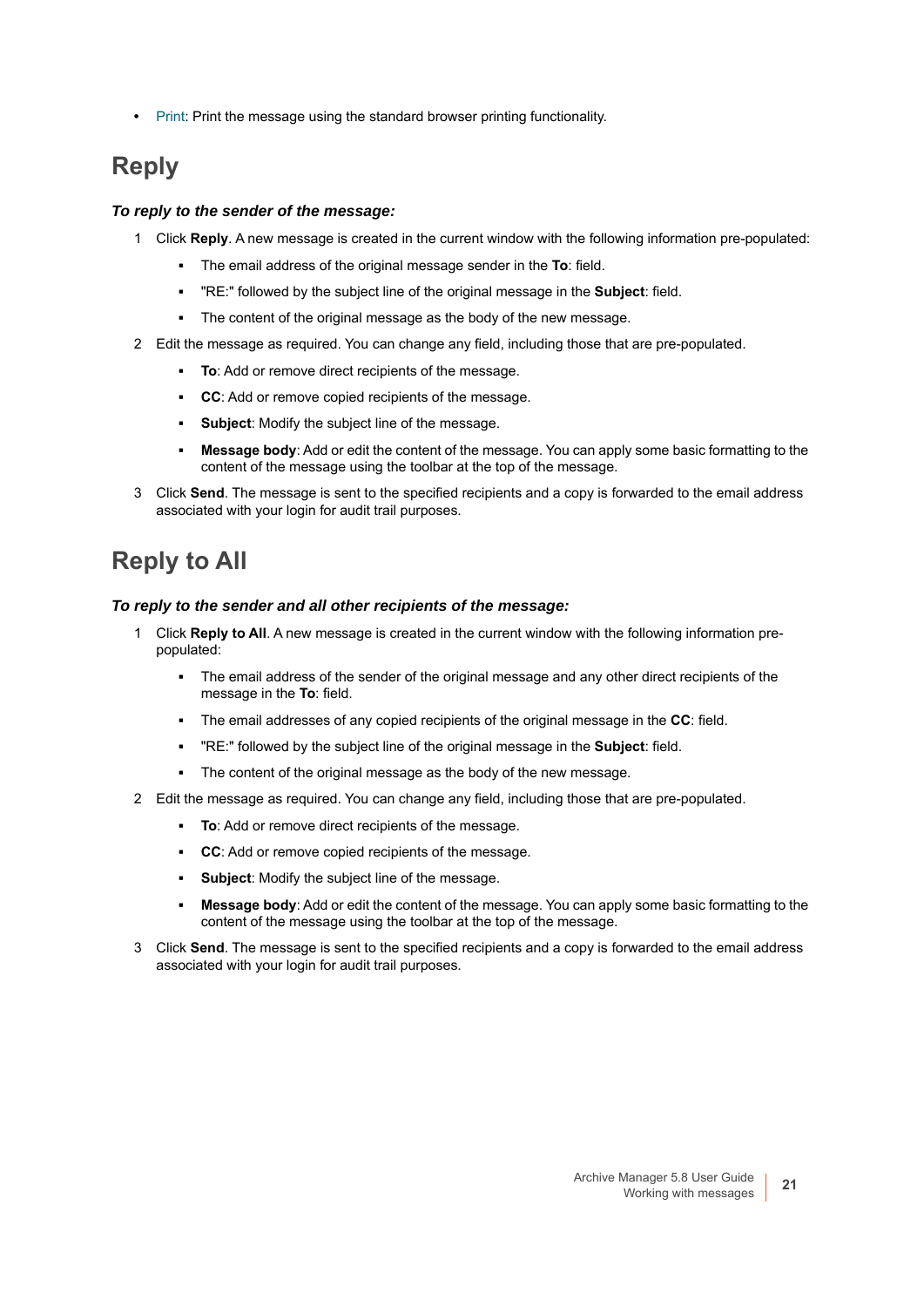- Print: Print the message using the standard browser printing functionality.

## Reply

***To reply to the sender of the message:***

1. Click **Reply**. A new message is created in the current window with the following information pre-populated:
   - The email address of the original message sender in the **To**: field.
   - "RE:" followed by the subject line of the original message in the **Subject**: field.
   - The content of the original message as the body of the new message.
2. Edit the message as required. You can change any field, including those that are pre-populated.
   - **To**: Add or remove direct recipients of the message.
   - **CC**: Add or remove copied recipients of the message.
   - **Subject**: Modify the subject line of the message.
   - **Message body**: Add or edit the content of the message. You can apply some basic formatting to the content of the message using the toolbar at the top of the message.
3. Click **Send**. The message is sent to the specified recipients and a copy is forwarded to the email address associated with your login for audit trail purposes.

## Reply to All

***To reply to the sender and all other recipients of the message:***

1. Click **Reply to All**. A new message is created in the current window with the following information pre-populated:
   - The email address of the sender of the original message and any other direct recipients of the message in the **To**: field.
   - The email addresses of any copied recipients of the original message in the **CC**: field.
   - "RE:" followed by the subject line of the original message in the **Subject**: field.
   - The content of the original message as the body of the new message.
2. Edit the message as required. You can change any field, including those that are pre-populated.
   - **To**: Add or remove direct recipients of the message.
   - **CC**: Add or remove copied recipients of the message.
   - **Subject**: Modify the subject line of the message.
   - **Message body**: Add or edit the content of the message. You can apply some basic formatting to the content of the message using the toolbar at the top of the message.
3. Click **Send**. The message is sent to the specified recipients and a copy is forwarded to the email address associated with your login for audit trail purposes.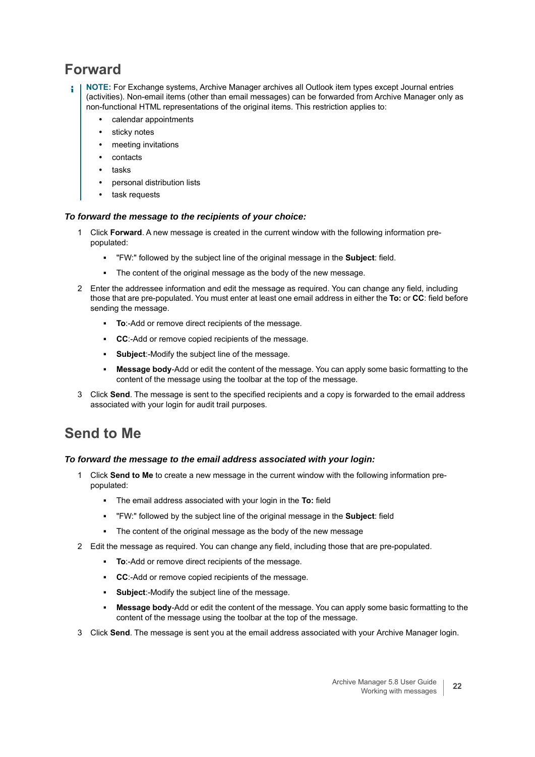## Forward

> **NOTE:** For Exchange systems, Archive Manager archives all Outlook item types except Journal entries (activities). Non-email items (other than email messages) can be forwarded from Archive Manager only as non-functional HTML representations of the original items. This restriction applies to:
>
> - calendar appointments
> - sticky notes
> - meeting invitations
> - contacts
> - tasks
> - personal distribution lists
> - task requests

***To forward the message to the recipients of your choice:***

1. Click **Forward**. A new message is created in the current window with the following information pre-populated:
   - "FW:" followed by the subject line of the original message in the **Subject**: field.
   - The content of the original message as the body of the new message.
2. Enter the addressee information and edit the message as required. You can change any field, including those that are pre-populated. You must enter at least one email address in either the **To:** or **CC**: field before sending the message.
   - **To**:-Add or remove direct recipients of the message.
   - **CC**:-Add or remove copied recipients of the message.
   - **Subject**:-Modify the subject line of the message.
   - **Message body**-Add or edit the content of the message. You can apply some basic formatting to the content of the message using the toolbar at the top of the message.
3. Click **Send**. The message is sent to the specified recipients and a copy is forwarded to the email address associated with your login for audit trail purposes.

## Send to Me

***To forward the message to the email address associated with your login:***

1. Click **Send to Me** to create a new message in the current window with the following information pre-populated:
   - The email address associated with your login in the **To:** field
   - "FW:" followed by the subject line of the original message in the **Subject**: field
   - The content of the original message as the body of the new message
2. Edit the message as required. You can change any field, including those that are pre-populated.
   - **To**:-Add or remove direct recipients of the message.
   - **CC**:-Add or remove copied recipients of the message.
   - **Subject**:-Modify the subject line of the message.
   - **Message body**-Add or edit the content of the message. You can apply some basic formatting to the content of the message using the toolbar at the top of the message.
3. Click **Send**. The message is sent you at the email address associated with your Archive Manager login.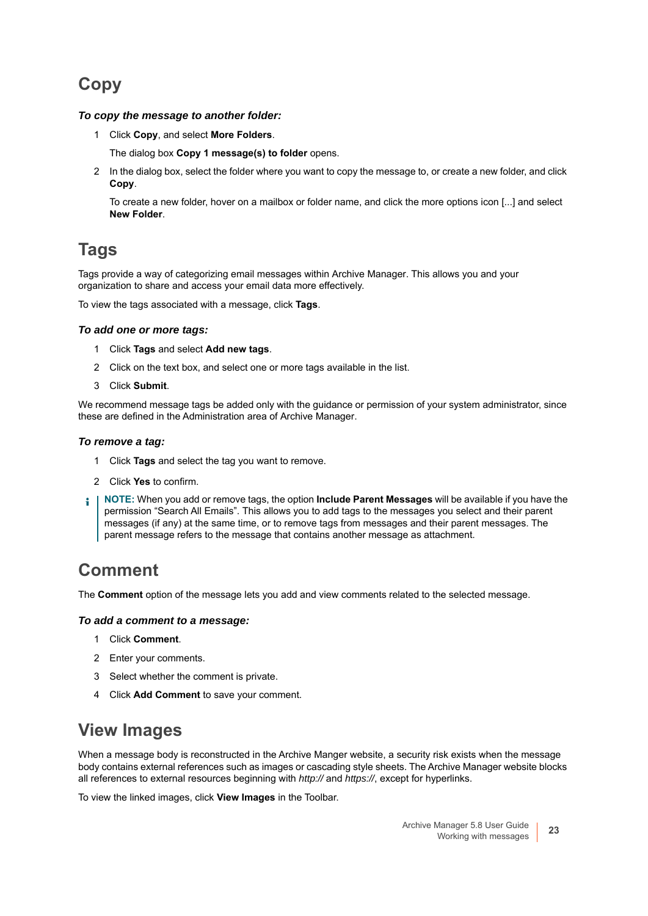## Copy

***To copy the message to another folder:***

1. Click **Copy**, and select **More Folders**.

   The dialog box **Copy 1 message(s) to folder** opens.

2. In the dialog box, select the folder where you want to copy the message to, or create a new folder, and click **Copy**.

   To create a new folder, hover on a mailbox or folder name, and click the more options icon [...] and select **New Folder**.

## Tags

Tags provide a way of categorizing email messages within Archive Manager. This allows you and your organization to share and access your email data more effectively.

To view the tags associated with a message, click **Tags**.

***To add one or more tags:***

1. Click **Tags** and select **Add new tags**.
2. Click on the text box, and select one or more tags available in the list.
3. Click **Submit**.

We recommend message tags be added only with the guidance or permission of your system administrator, since these are defined in the Administration area of Archive Manager.

***To remove a tag:***

1. Click **Tags** and select the tag you want to remove.
2. Click **Yes** to confirm.

**NOTE:** When you add or remove tags, the option **Include Parent Messages** will be available if you have the permission “Search All Emails”. This allows you to add tags to the messages you select and their parent messages (if any) at the same time, or to remove tags from messages and their parent messages. The parent message refers to the message that contains another message as attachment.

## Comment

The **Comment** option of the message lets you add and view comments related to the selected message.

***To add a comment to a message:***

1. Click **Comment**.
2. Enter your comments.
3. Select whether the comment is private.
4. Click **Add Comment** to save your comment.

## View Images

When a message body is reconstructed in the Archive Manger website, a security risk exists when the message body contains external references such as images or cascading style sheets. The Archive Manager website blocks all references to external resources beginning with *http://* and *https://*, except for hyperlinks.

To view the linked images, click **View Images** in the Toolbar.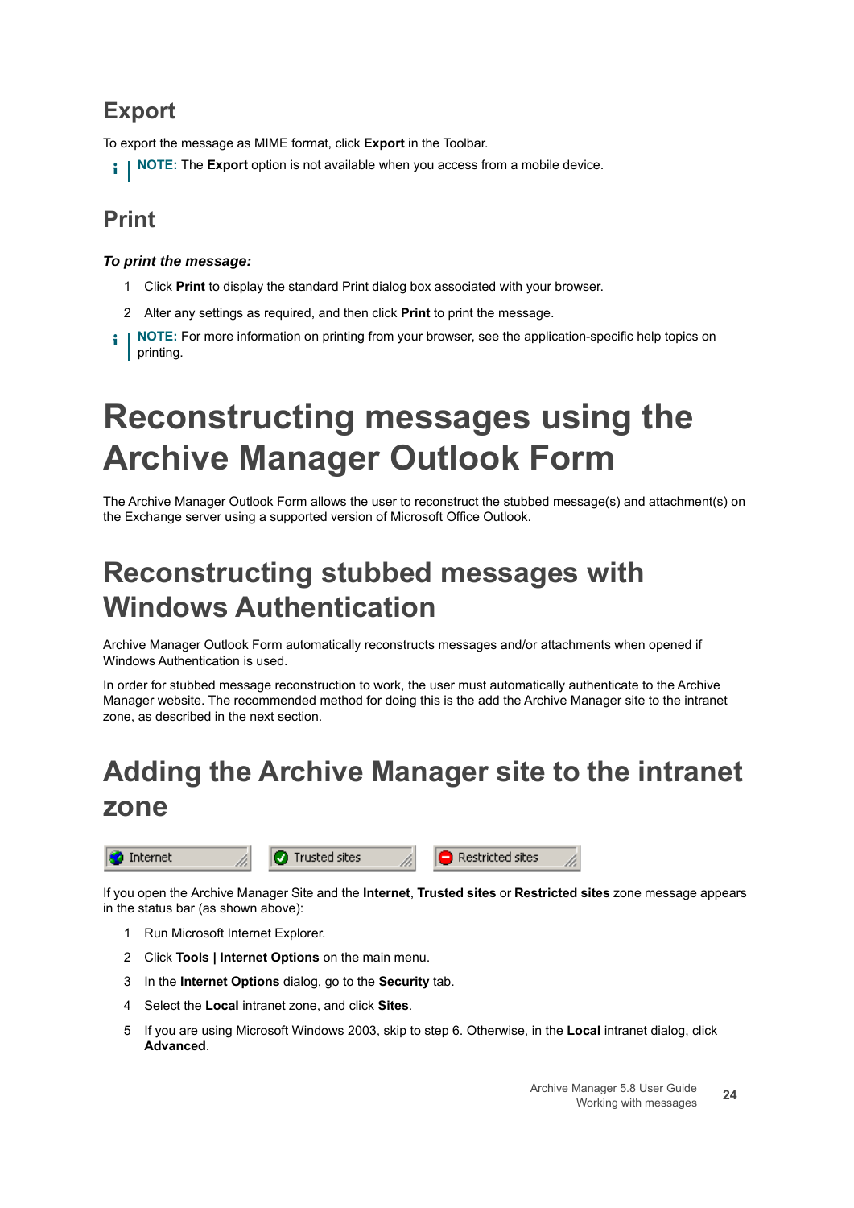## Export

To export the message as MIME format, click **Export** in the Toolbar.

> **NOTE:** The **Export** option is not available when you access from a mobile device.

## Print

***To print the message:***

1. Click **Print** to display the standard Print dialog box associated with your browser.
2. Alter any settings as required, and then click **Print** to print the message.

> **NOTE:** For more information on printing from your browser, see the application-specific help topics on printing.

# Reconstructing messages using the Archive Manager Outlook Form

The Archive Manager Outlook Form allows the user to reconstruct the stubbed message(s) and attachment(s) on the Exchange server using a supported version of Microsoft Office Outlook.

## Reconstructing stubbed messages with Windows Authentication

Archive Manager Outlook Form automatically reconstructs messages and/or attachments when opened if Windows Authentication is used.

In order for stubbed message reconstruction to work, the user must automatically authenticate to the Archive Manager website. The recommended method for doing this is the add the Archive Manager site to the intranet zone, as described in the next section.

## Adding the Archive Manager site to the intranet zone

Internet | Trusted sites | Restricted sites

If you open the Archive Manager Site and the **Internet**, **Trusted sites** or **Restricted sites** zone message appears in the status bar (as shown above):

1. Run Microsoft Internet Explorer.
2. Click **Tools | Internet Options** on the main menu.
3. In the **Internet Options** dialog, go to the **Security** tab.
4. Select the **Local** intranet zone, and click **Sites**.
5. If you are using Microsoft Windows 2003, skip to step 6. Otherwise, in the **Local** intranet dialog, click **Advanced**.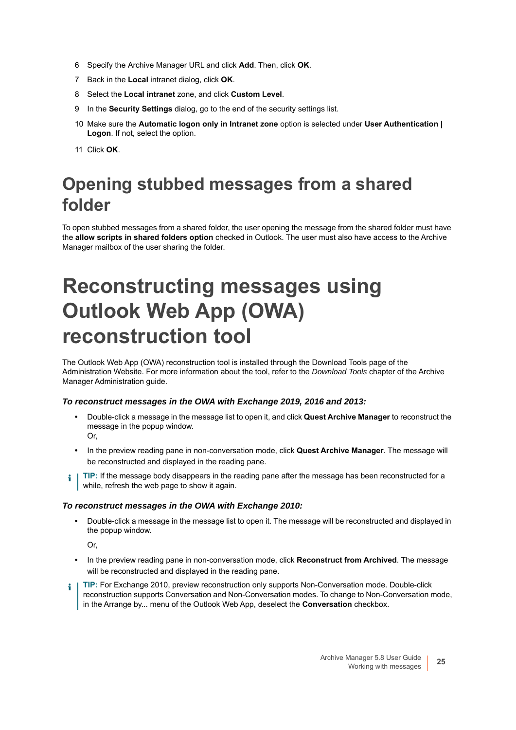6. Specify the Archive Manager URL and click **Add**. Then, click **OK**.
7. Back in the **Local** intranet dialog, click **OK**.
8. Select the **Local intranet** zone, and click **Custom Level**.
9. In the **Security Settings** dialog, go to the end of the security settings list.
10. Make sure the **Automatic logon only in Intranet zone** option is selected under **User Authentication | Logon**. If not, select the option.
11. Click **OK**.

## Opening stubbed messages from a shared folder

To open stubbed messages from a shared folder, the user opening the message from the shared folder must have the **allow scripts in shared folders option** checked in Outlook. The user must also have access to the Archive Manager mailbox of the user sharing the folder.

# Reconstructing messages using Outlook Web App (OWA) reconstruction tool

The Outlook Web App (OWA) reconstruction tool is installed through the Download Tools page of the Administration Website. For more information about the tool, refer to the *Download Tools* chapter of the Archive Manager Administration guide.

***To reconstruct messages in the OWA with Exchange 2019, 2016 and 2013:***

- Double-click a message in the message list to open it, and click **Quest Archive Manager** to reconstruct the message in the popup window.
  Or,
- In the preview reading pane in non-conversation mode, click **Quest Archive Manager**. The message will be reconstructed and displayed in the reading pane.

**TIP:** If the message body disappears in the reading pane after the message has been reconstructed for a while, refresh the web page to show it again.

***To reconstruct messages in the OWA with Exchange 2010:***

- Double-click a message in the message list to open it. The message will be reconstructed and displayed in the popup window.

  Or,
- In the preview reading pane in non-conversation mode, click **Reconstruct from Archived**. The message will be reconstructed and displayed in the reading pane.

**TIP:** For Exchange 2010, preview reconstruction only supports Non-Conversation mode. Double-click reconstruction supports Conversation and Non-Conversation modes. To change to Non-Conversation mode, in the Arrange by... menu of the Outlook Web App, deselect the **Conversation** checkbox.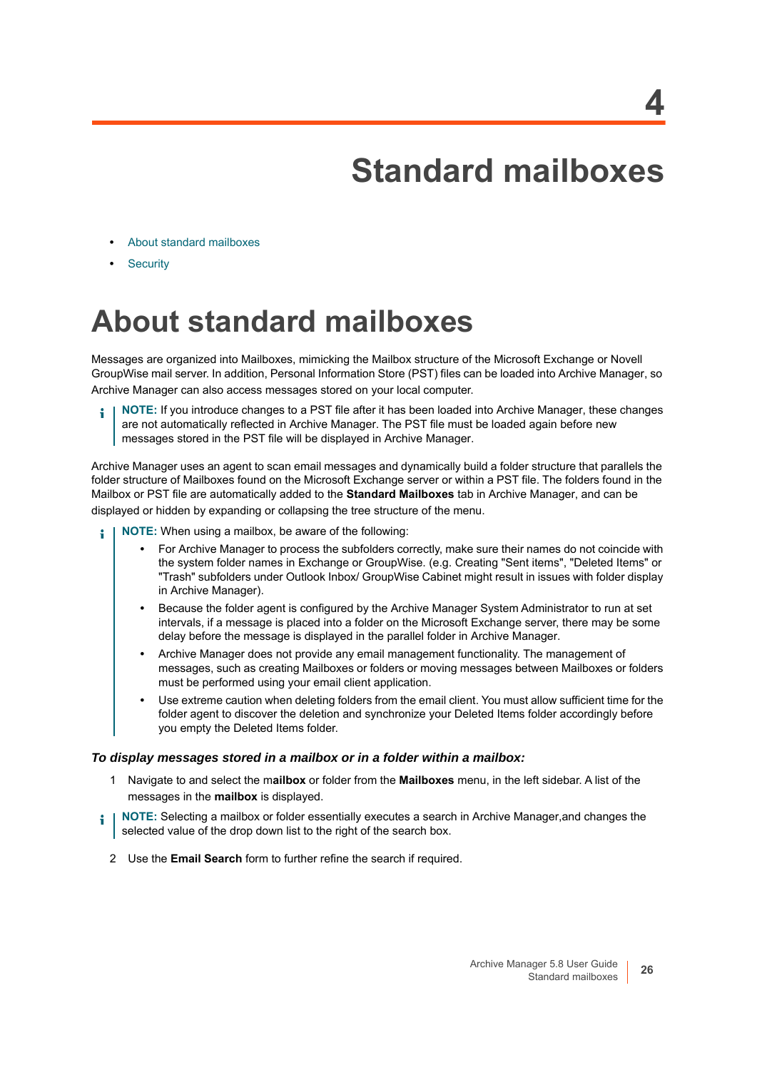# 4

# Standard mailboxes

- About standard mailboxes
- Security

## About standard mailboxes

Messages are organized into Mailboxes, mimicking the Mailbox structure of the Microsoft Exchange or Novell GroupWise mail server. In addition, Personal Information Store (PST) files can be loaded into Archive Manager, so Archive Manager can also access messages stored on your local computer.

> **NOTE:** If you introduce changes to a PST file after it has been loaded into Archive Manager, these changes are not automatically reflected in Archive Manager. The PST file must be loaded again before new messages stored in the PST file will be displayed in Archive Manager.

Archive Manager uses an agent to scan email messages and dynamically build a folder structure that parallels the folder structure of Mailboxes found on the Microsoft Exchange server or within a PST file. The folders found in the Mailbox or PST file are automatically added to the **Standard Mailboxes** tab in Archive Manager, and can be displayed or hidden by expanding or collapsing the tree structure of the menu.

> **NOTE:** When using a mailbox, be aware of the following:
>
> - For Archive Manager to process the subfolders correctly, make sure their names do not coincide with the system folder names in Exchange or GroupWise. (e.g. Creating "Sent items", "Deleted Items" or "Trash" subfolders under Outlook Inbox/ GroupWise Cabinet might result in issues with folder display in Archive Manager).
> - Because the folder agent is configured by the Archive Manager System Administrator to run at set intervals, if a message is placed into a folder on the Microsoft Exchange server, there may be some delay before the message is displayed in the parallel folder in Archive Manager.
> - Archive Manager does not provide any email management functionality. The management of messages, such as creating Mailboxes or folders or moving messages between Mailboxes or folders must be performed using your email client application.
> - Use extreme caution when deleting folders from the email client. You must allow sufficient time for the folder agent to discover the deletion and synchronize your Deleted Items folder accordingly before you empty the Deleted Items folder.

***To display messages stored in a mailbox or in a folder within a mailbox:***

1. Navigate to and select the m**ailbox** or folder from the **Mailboxes** menu, in the left sidebar. A list of the messages in the **mailbox** is displayed.

> **NOTE:** Selecting a mailbox or folder essentially executes a search in Archive Manager,and changes the selected value of the drop down list to the right of the search box.

2. Use the **Email Search** form to further refine the search if required.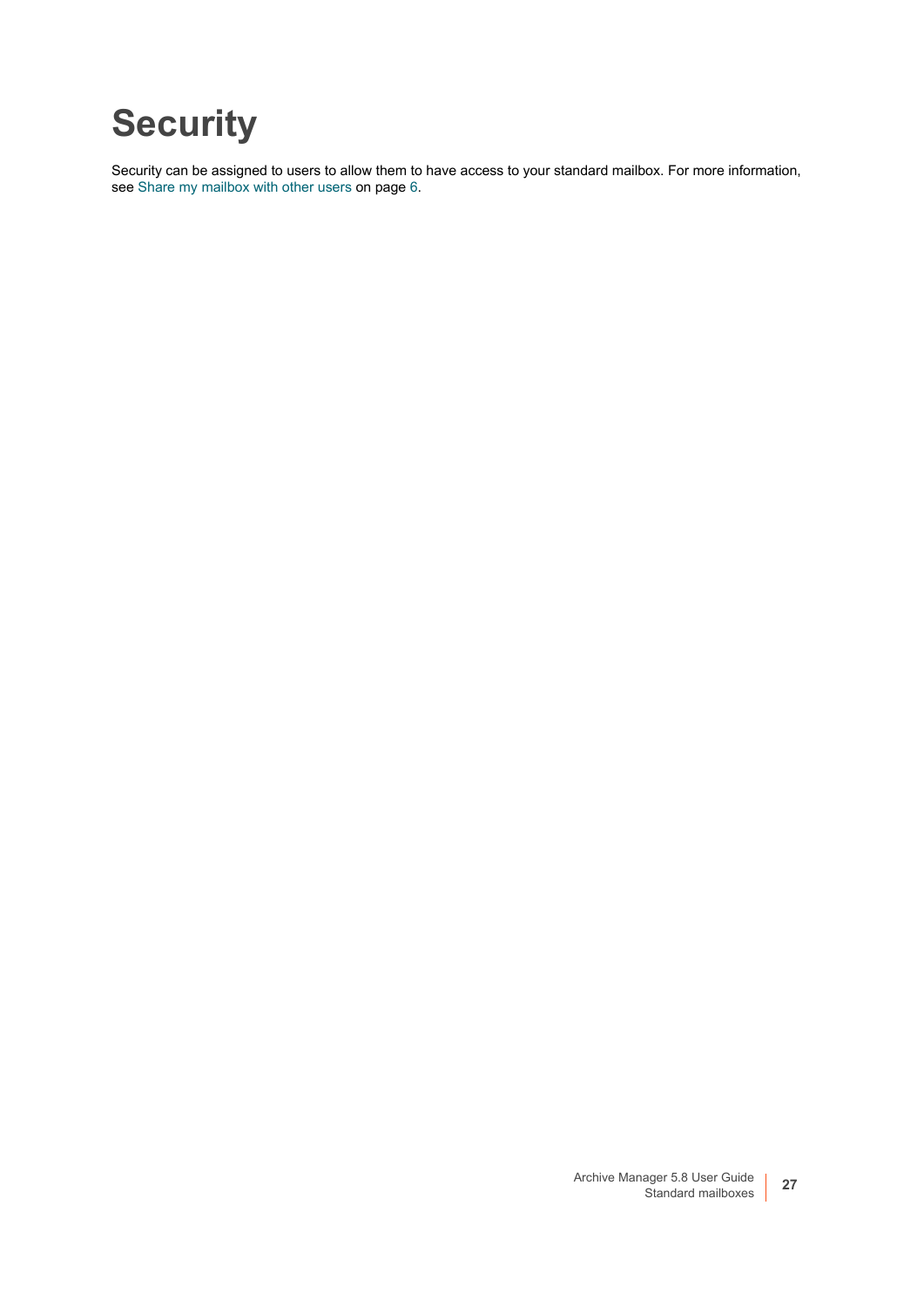# Security

Security can be assigned to users to allow them to have access to your standard mailbox. For more information, see Share my mailbox with other users on page 6.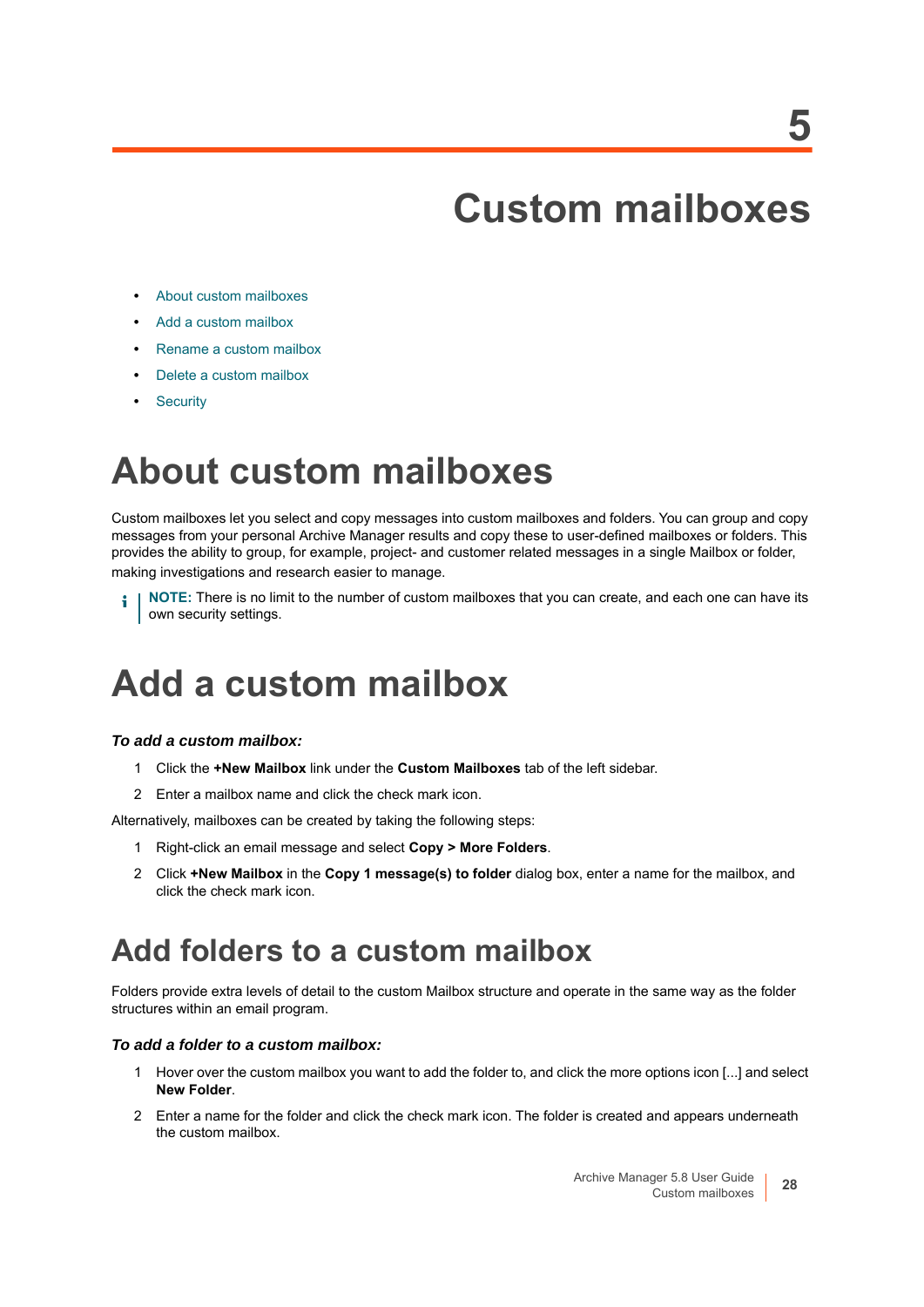# 5 Custom mailboxes

- About custom mailboxes
- Add a custom mailbox
- Rename a custom mailbox
- Delete a custom mailbox
- Security

## About custom mailboxes

Custom mailboxes let you select and copy messages into custom mailboxes and folders. You can group and copy messages from your personal Archive Manager results and copy these to user-defined mailboxes or folders. This provides the ability to group, for example, project- and customer related messages in a single Mailbox or folder, making investigations and research easier to manage.

> **NOTE:** There is no limit to the number of custom mailboxes that you can create, and each one can have its own security settings.

## Add a custom mailbox

***To add a custom mailbox:***

1. Click the **+New Mailbox** link under the **Custom Mailboxes** tab of the left sidebar.
2. Enter a mailbox name and click the check mark icon.

Alternatively, mailboxes can be created by taking the following steps:

1. Right-click an email message and select **Copy > More Folders**.
2. Click **+New Mailbox** in the **Copy 1 message(s) to folder** dialog box, enter a name for the mailbox, and click the check mark icon.

### Add folders to a custom mailbox

Folders provide extra levels of detail to the custom Mailbox structure and operate in the same way as the folder structures within an email program.

***To add a folder to a custom mailbox:***

1. Hover over the custom mailbox you want to add the folder to, and click the more options icon [...] and select **New Folder**.
2. Enter a name for the folder and click the check mark icon. The folder is created and appears underneath the custom mailbox.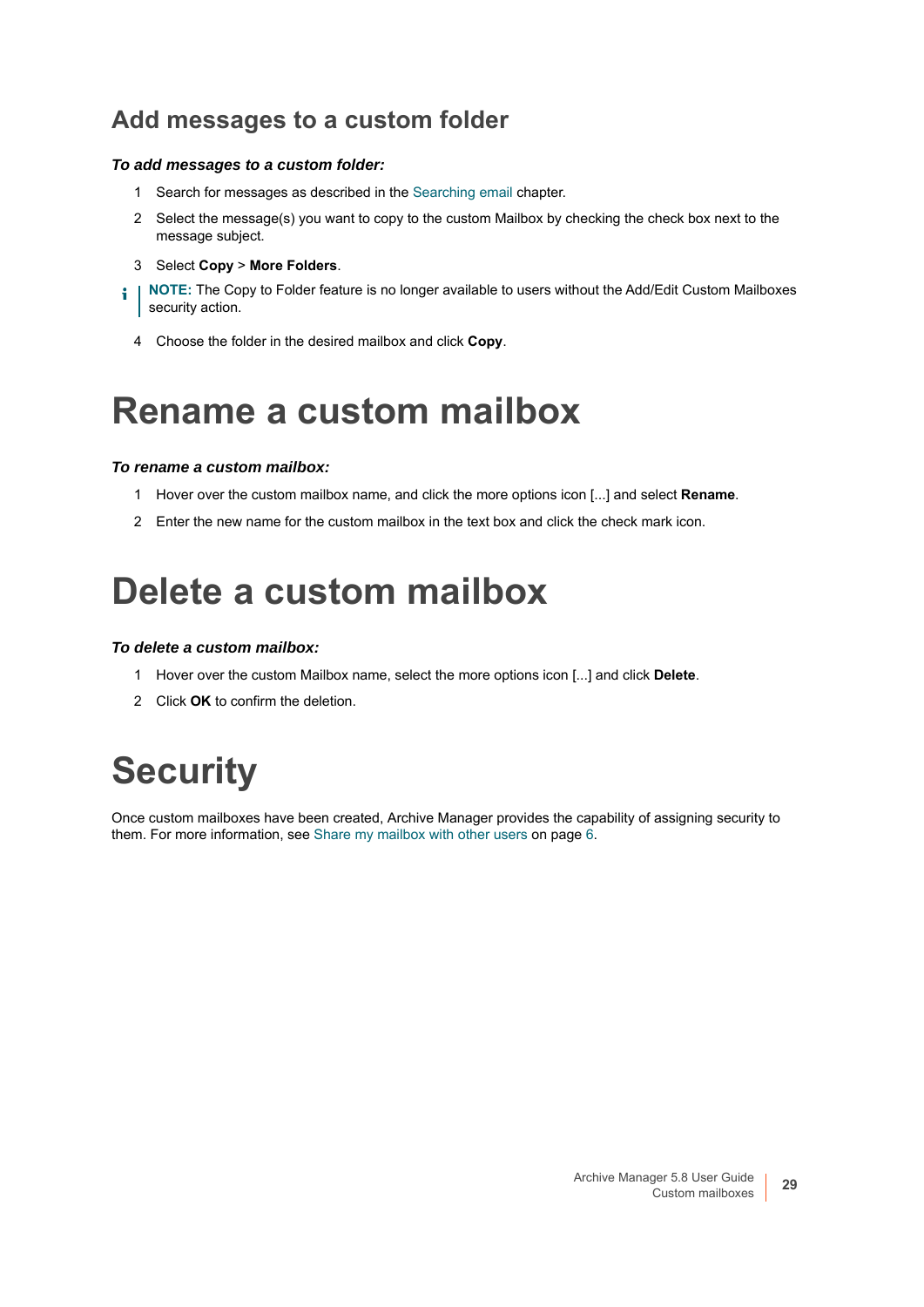## Add messages to a custom folder

***To add messages to a custom folder:***

1. Search for messages as described in the Searching email chapter.
2. Select the message(s) you want to copy to the custom Mailbox by checking the check box next to the message subject.
3. Select **Copy** > **More Folders**.

> **NOTE:** The Copy to Folder feature is no longer available to users without the Add/Edit Custom Mailboxes security action.

4. Choose the folder in the desired mailbox and click **Copy**.

# Rename a custom mailbox

***To rename a custom mailbox:***

1. Hover over the custom mailbox name, and click the more options icon [...] and select **Rename**.
2. Enter the new name for the custom mailbox in the text box and click the check mark icon.

# Delete a custom mailbox

***To delete a custom mailbox:***

1. Hover over the custom Mailbox name, select the more options icon [...] and click **Delete**.
2. Click **OK** to confirm the deletion.

# Security

Once custom mailboxes have been created, Archive Manager provides the capability of assigning security to them. For more information, see Share my mailbox with other users on page 6.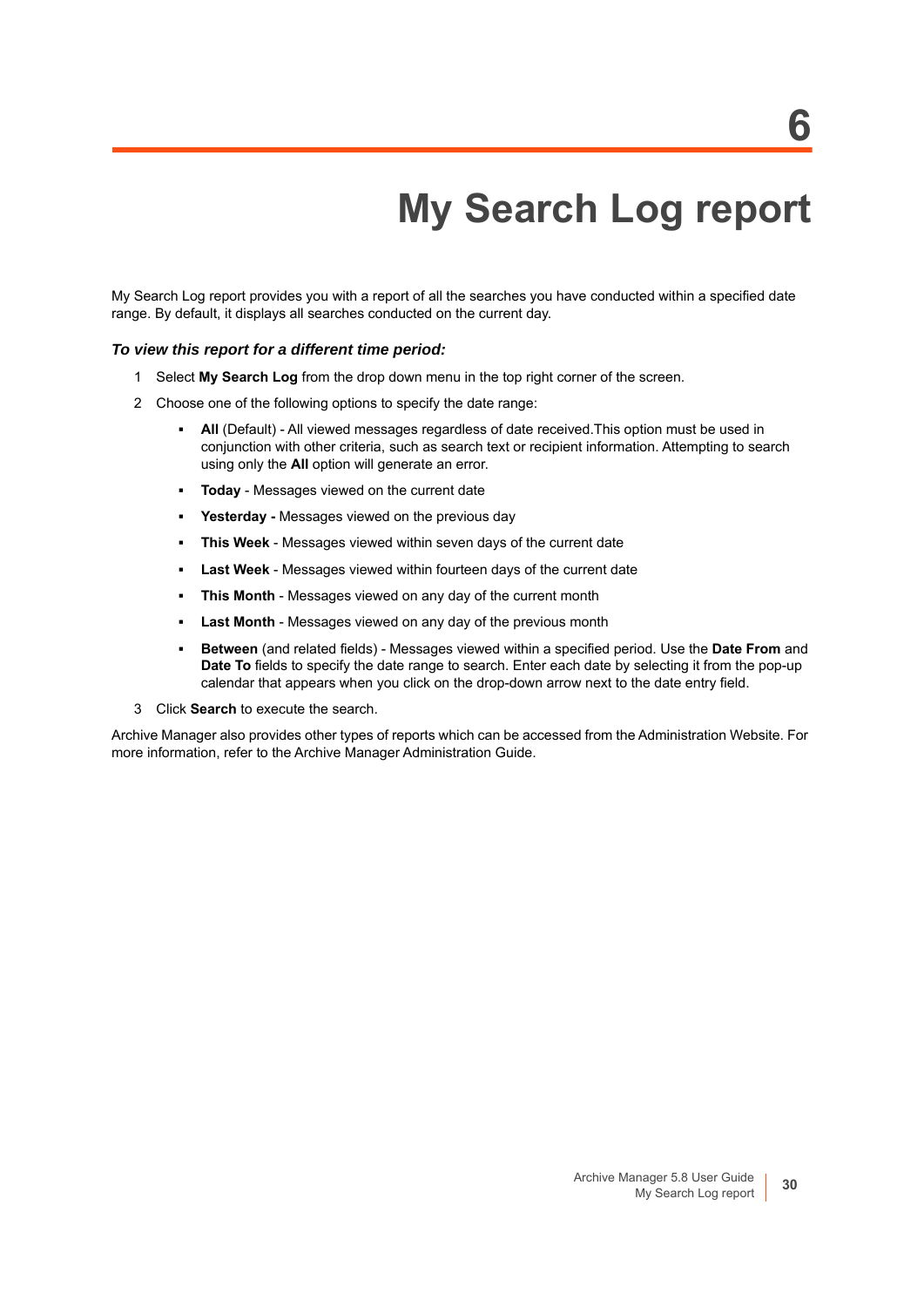# 6

# My Search Log report

My Search Log report provides you with a report of all the searches you have conducted within a specified date range. By default, it displays all searches conducted on the current day.

***To view this report for a different time period:***

1. Select **My Search Log** from the drop down menu in the top right corner of the screen.
2. Choose one of the following options to specify the date range:
   - **All** (Default) - All viewed messages regardless of date received.This option must be used in conjunction with other criteria, such as search text or recipient information. Attempting to search using only the **All** option will generate an error.
   - **Today** - Messages viewed on the current date
   - **Yesterday -** Messages viewed on the previous day
   - **This Week** - Messages viewed within seven days of the current date
   - **Last Week** - Messages viewed within fourteen days of the current date
   - **This Month** - Messages viewed on any day of the current month
   - **Last Month** - Messages viewed on any day of the previous month
   - **Between** (and related fields) - Messages viewed within a specified period. Use the **Date From** and **Date To** fields to specify the date range to search. Enter each date by selecting it from the pop-up calendar that appears when you click on the drop-down arrow next to the date entry field.
3. Click **Search** to execute the search.

Archive Manager also provides other types of reports which can be accessed from the Administration Website. For more information, refer to the Archive Manager Administration Guide.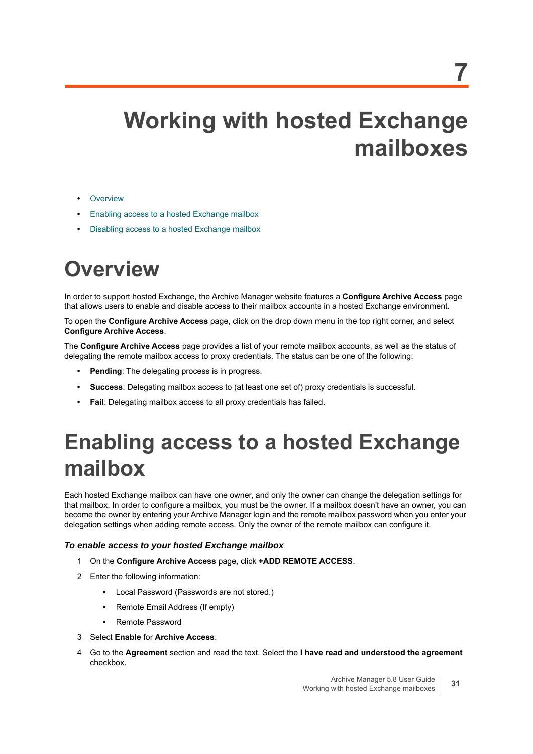# 7 Working with hosted Exchange mailboxes

- Overview
- Enabling access to a hosted Exchange mailbox
- Disabling access to a hosted Exchange mailbox

## Overview

In order to support hosted Exchange, the Archive Manager website features a **Configure Archive Access** page that allows users to enable and disable access to their mailbox accounts in a hosted Exchange environment.

To open the **Configure Archive Access** page, click on the drop down menu in the top right corner, and select **Configure Archive Access**.

The **Configure Archive Access** page provides a list of your remote mailbox accounts, as well as the status of delegating the remote mailbox access to proxy credentials. The status can be one of the following:

- **Pending**: The delegating process is in progress.
- **Success**: Delegating mailbox access to (at least one set of) proxy credentials is successful.
- **Fail**: Delegating mailbox access to all proxy credentials has failed.

## Enabling access to a hosted Exchange mailbox

Each hosted Exchange mailbox can have one owner, and only the owner can change the delegation settings for that mailbox. In order to configure a mailbox, you must be the owner. If a mailbox doesn't have an owner, you can become the owner by entering your Archive Manager login and the remote mailbox password when you enter your delegation settings when adding remote access. Only the owner of the remote mailbox can configure it.

### *To enable access to your hosted Exchange mailbox*

1. On the **Configure Archive Access** page, click **+ADD REMOTE ACCESS**.
2. Enter the following information:
   - Local Password (Passwords are not stored.)
   - Remote Email Address (If empty)
   - Remote Password
3. Select **Enable** for **Archive Access**.
4. Go to the **Agreement** section and read the text. Select the **I have read and understood the agreement** checkbox.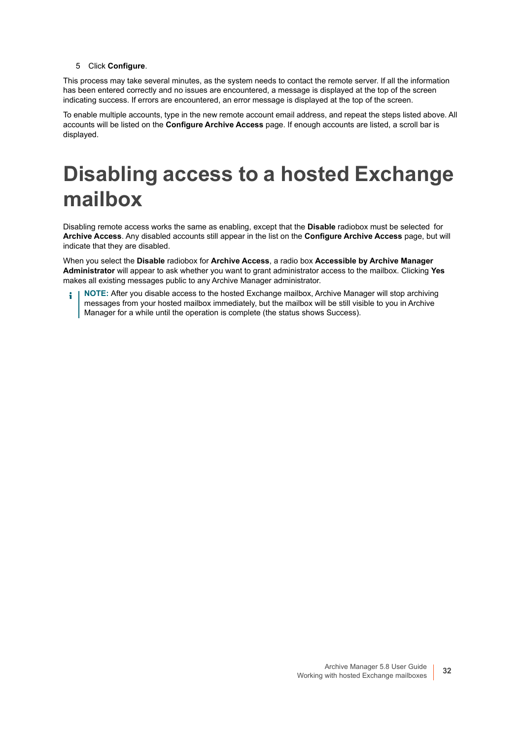5 Click **Configure**.

This process may take several minutes, as the system needs to contact the remote server. If all the information has been entered correctly and no issues are encountered, a message is displayed at the top of the screen indicating success. If errors are encountered, an error message is displayed at the top of the screen.

To enable multiple accounts, type in the new remote account email address, and repeat the steps listed above. All accounts will be listed on the **Configure Archive Access** page. If enough accounts are listed, a scroll bar is displayed.

# Disabling access to a hosted Exchange mailbox

Disabling remote access works the same as enabling, except that the **Disable** radiobox must be selected for **Archive Access**. Any disabled accounts still appear in the list on the **Configure Archive Access** page, but will indicate that they are disabled.

When you select the **Disable** radiobox for **Archive Access**, a radio box **Accessible by Archive Manager Administrator** will appear to ask whether you want to grant administrator access to the mailbox. Clicking **Yes** makes all existing messages public to any Archive Manager administrator.

> **NOTE:** After you disable access to the hosted Exchange mailbox, Archive Manager will stop archiving messages from your hosted mailbox immediately, but the mailbox will be still visible to you in Archive Manager for a while until the operation is complete (the status shows Success).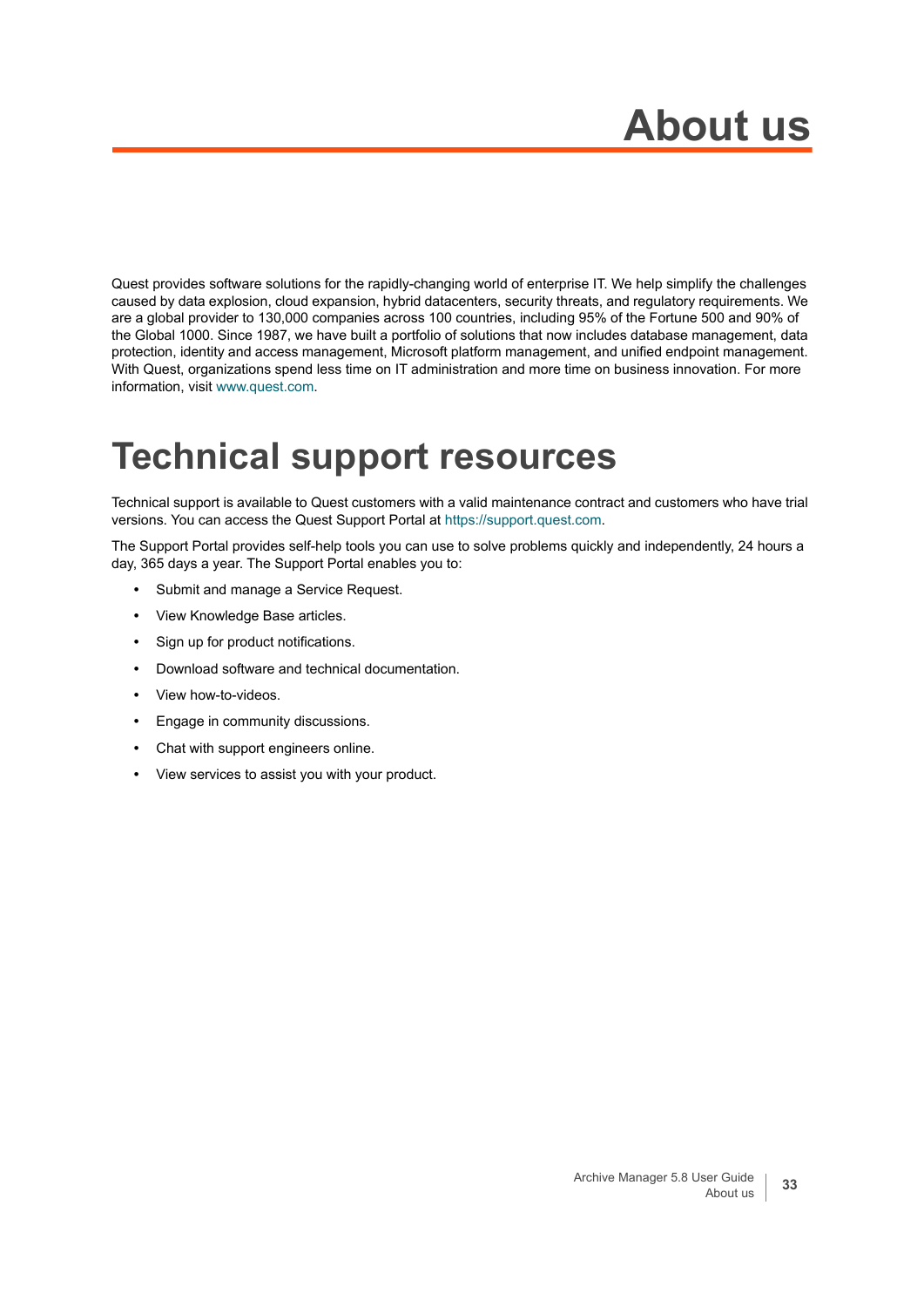# About us

Quest provides software solutions for the rapidly-changing world of enterprise IT. We help simplify the challenges caused by data explosion, cloud expansion, hybrid datacenters, security threats, and regulatory requirements. We are a global provider to 130,000 companies across 100 countries, including 95% of the Fortune 500 and 90% of the Global 1000. Since 1987, we have built a portfolio of solutions that now includes database management, data protection, identity and access management, Microsoft platform management, and unified endpoint management. With Quest, organizations spend less time on IT administration and more time on business innovation. For more information, visit www.quest.com.

# Technical support resources

Technical support is available to Quest customers with a valid maintenance contract and customers who have trial versions. You can access the Quest Support Portal at https://support.quest.com.

The Support Portal provides self-help tools you can use to solve problems quickly and independently, 24 hours a day, 365 days a year. The Support Portal enables you to:

- Submit and manage a Service Request.
- View Knowledge Base articles.
- Sign up for product notifications.
- Download software and technical documentation.
- View how-to-videos.
- Engage in community discussions.
- Chat with support engineers online.
- View services to assist you with your product.